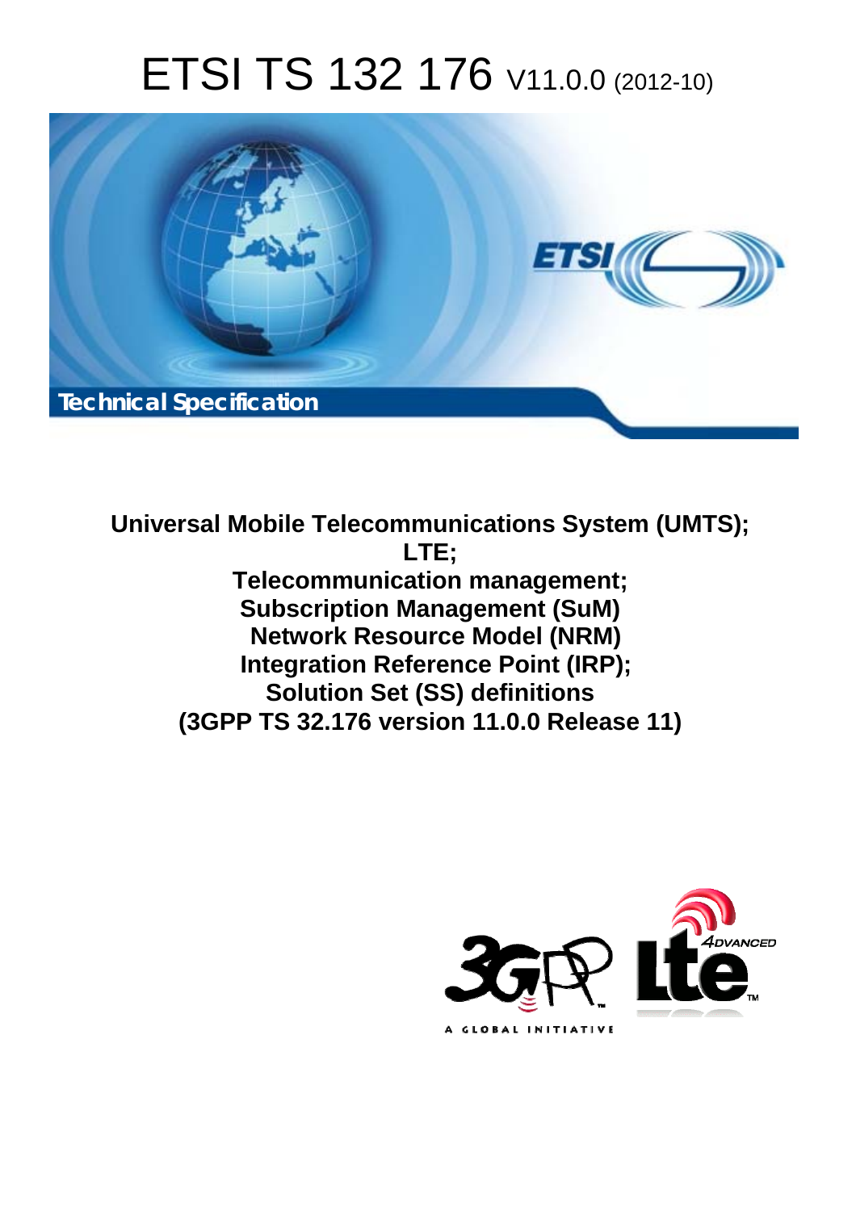# ETSI TS 132 176 V11.0.0 (2012-10)

Technical Specification

**Universal Mobile Telecommunications System (UMTS);**
**LTE;**
**Telecommunication management;**
**Subscription Management (SuM)**
**Network Resource Model (NRM)**
**Integration Reference Point (IRP);**
**Solution Set (SS) definitions**
**(3GPP TS 32.176 version 11.0.0 Release 11)**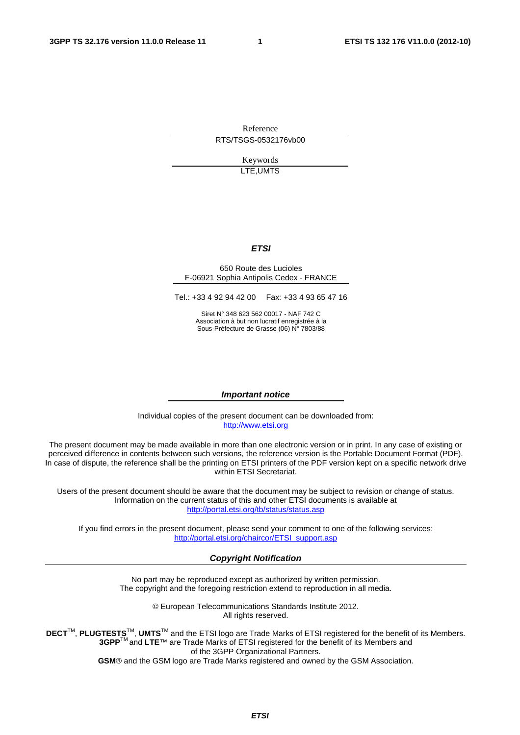Reference

RTS/TSGS-0532176vb00

Keywords

LTE,UMTS

***ETSI***

650 Route des Lucioles
F-06921 Sophia Antipolis Cedex - FRANCE

Tel.: +33 4 92 94 42 00 Fax: +33 4 93 65 47 16

Siret N° 348 623 562 00017 - NAF 742 C
Association à but non lucratif enregistrée à la
Sous-Préfecture de Grasse (06) N° 7803/88

***Important notice***

Individual copies of the present document can be downloaded from:
http://www.etsi.org

The present document may be made available in more than one electronic version or in print. In any case of existing or perceived difference in contents between such versions, the reference version is the Portable Document Format (PDF). In case of dispute, the reference shall be the printing on ETSI printers of the PDF version kept on a specific network drive within ETSI Secretariat.

Users of the present document should be aware that the document may be subject to revision or change of status. Information on the current status of this and other ETSI documents is available at
http://portal.etsi.org/tb/status/status.asp

If you find errors in the present document, please send your comment to one of the following services:
http://portal.etsi.org/chaircor/ETSI_support.asp

***Copyright Notification***

No part may be reproduced except as authorized by written permission.
The copyright and the foregoing restriction extend to reproduction in all media.

© European Telecommunications Standards Institute 2012.
All rights reserved.

**DECT**™, **PLUGTESTS**™, **UMTS**™ and the ETSI logo are Trade Marks of ETSI registered for the benefit of its Members.
**3GPP**™ and **LTE**™ are Trade Marks of ETSI registered for the benefit of its Members and of the 3GPP Organizational Partners.
**GSM**® and the GSM logo are Trade Marks registered and owned by the GSM Association.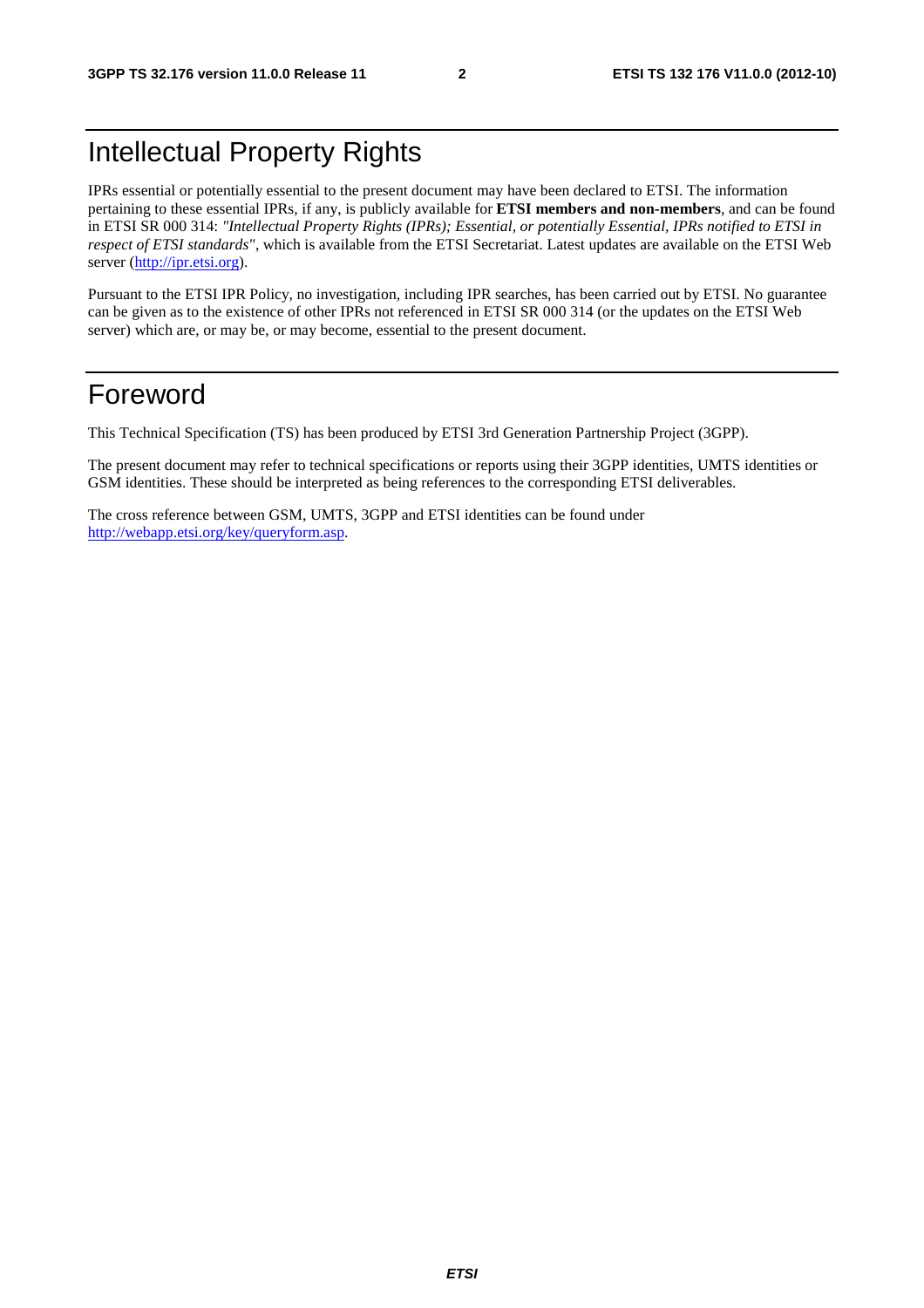# Intellectual Property Rights

IPRs essential or potentially essential to the present document may have been declared to ETSI. The information pertaining to these essential IPRs, if any, is publicly available for **ETSI members and non-members**, and can be found in ETSI SR 000 314: *"Intellectual Property Rights (IPRs); Essential, or potentially Essential, IPRs notified to ETSI in respect of ETSI standards"*, which is available from the ETSI Secretariat. Latest updates are available on the ETSI Web server (http://ipr.etsi.org).

Pursuant to the ETSI IPR Policy, no investigation, including IPR searches, has been carried out by ETSI. No guarantee can be given as to the existence of other IPRs not referenced in ETSI SR 000 314 (or the updates on the ETSI Web server) which are, or may be, or may become, essential to the present document.

# Foreword

This Technical Specification (TS) has been produced by ETSI 3rd Generation Partnership Project (3GPP).

The present document may refer to technical specifications or reports using their 3GPP identities, UMTS identities or GSM identities. These should be interpreted as being references to the corresponding ETSI deliverables.

The cross reference between GSM, UMTS, 3GPP and ETSI identities can be found under http://webapp.etsi.org/key/queryform.asp.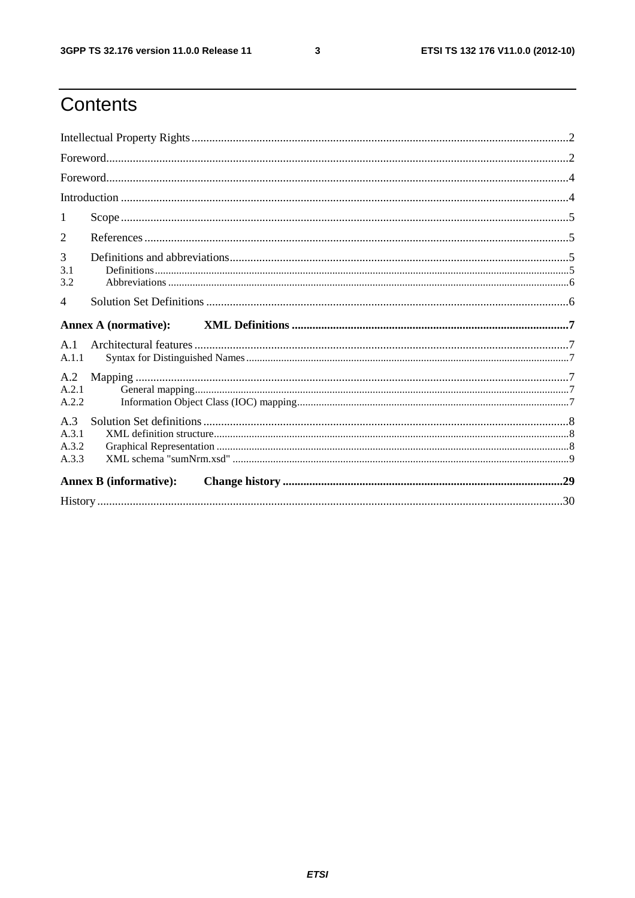# Contents

Intellectual Property Rights ........................................................................................................................ 2

Foreword ....................................................................................................................................................... 2

Foreword ....................................................................................................................................................... 4

Introduction .................................................................................................................................................. 4

1 Scope ......................................................................................................................................................... 5

2 References .................................................................................................................................................. 5

3 Definitions and abbreviations ...................................................................................................................... 5

3.1 Definitions ............................................................................................................................................... 5

3.2 Abbreviations ........................................................................................................................................... 6

4 Solution Set Definitions .............................................................................................................................. 6

**Annex A (normative): XML Definitions** ................................................................................................ **7**

A.1 Architectural features ................................................................................................................................ 7

A.1.1 Syntax for Distinguished Names ............................................................................................................. 7

A.2 Mapping ................................................................................................................................................... 7

A.2.1 General mapping ..................................................................................................................................... 7

A.2.2 Information Object Class (IOC) mapping ................................................................................................ 7

A.3 Solution Set definitions ............................................................................................................................. 8

A.3.1 XML definition structure ......................................................................................................................... 8

A.3.2 Graphical Representation ........................................................................................................................ 8

A.3.3 XML schema "sumNrm.xsd" .................................................................................................................... 9

**Annex B (informative): Change history** ................................................................................................ **29**

History .......................................................................................................................................................... 30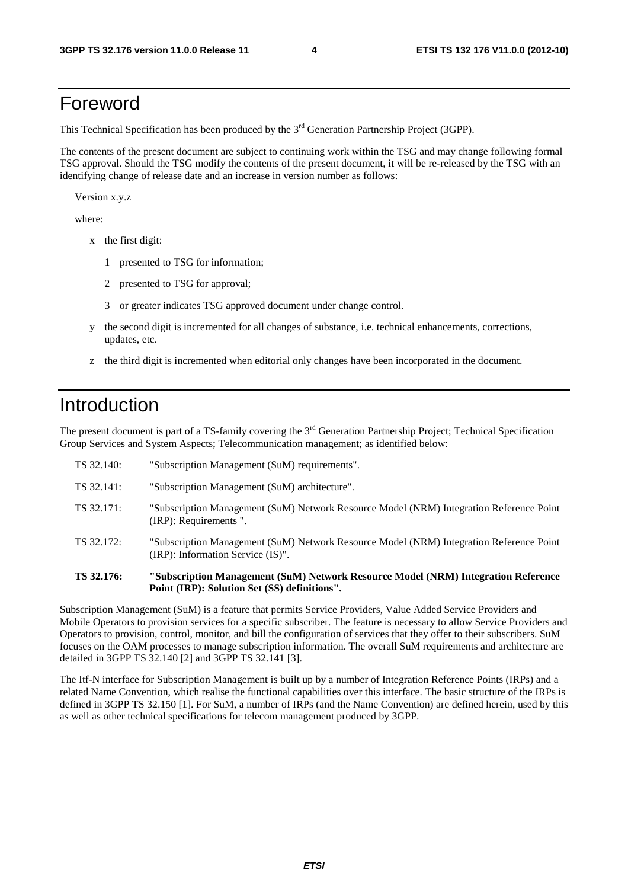# Foreword

This Technical Specification has been produced by the 3rd Generation Partnership Project (3GPP).

The contents of the present document are subject to continuing work within the TSG and may change following formal TSG approval. Should the TSG modify the contents of the present document, it will be re-released by the TSG with an identifying change of release date and an increase in version number as follows:

Version x.y.z

where:

- x the first digit:
  - 1 presented to TSG for information;
  - 2 presented to TSG for approval;
  - 3 or greater indicates TSG approved document under change control.
- y the second digit is incremented for all changes of substance, i.e. technical enhancements, corrections, updates, etc.
- z the third digit is incremented when editorial only changes have been incorporated in the document.

# Introduction

The present document is part of a TS-family covering the 3rd Generation Partnership Project; Technical Specification Group Services and System Aspects; Telecommunication management; as identified below:

TS 32.140: "Subscription Management (SuM) requirements".

TS 32.141: "Subscription Management (SuM) architecture".

TS 32.171: "Subscription Management (SuM) Network Resource Model (NRM) Integration Reference Point (IRP): Requirements ".

TS 32.172: "Subscription Management (SuM) Network Resource Model (NRM) Integration Reference Point (IRP): Information Service (IS)".

**TS 32.176: "Subscription Management (SuM) Network Resource Model (NRM) Integration Reference Point (IRP): Solution Set (SS) definitions".**

Subscription Management (SuM) is a feature that permits Service Providers, Value Added Service Providers and Mobile Operators to provision services for a specific subscriber. The feature is necessary to allow Service Providers and Operators to provision, control, monitor, and bill the configuration of services that they offer to their subscribers. SuM focuses on the OAM processes to manage subscription information. The overall SuM requirements and architecture are detailed in 3GPP TS 32.140 [2] and 3GPP TS 32.141 [3].

The Itf-N interface for Subscription Management is built up by a number of Integration Reference Points (IRPs) and a related Name Convention, which realise the functional capabilities over this interface. The basic structure of the IRPs is defined in 3GPP TS 32.150 [1]. For SuM, a number of IRPs (and the Name Convention) are defined herein, used by this as well as other technical specifications for telecom management produced by 3GPP.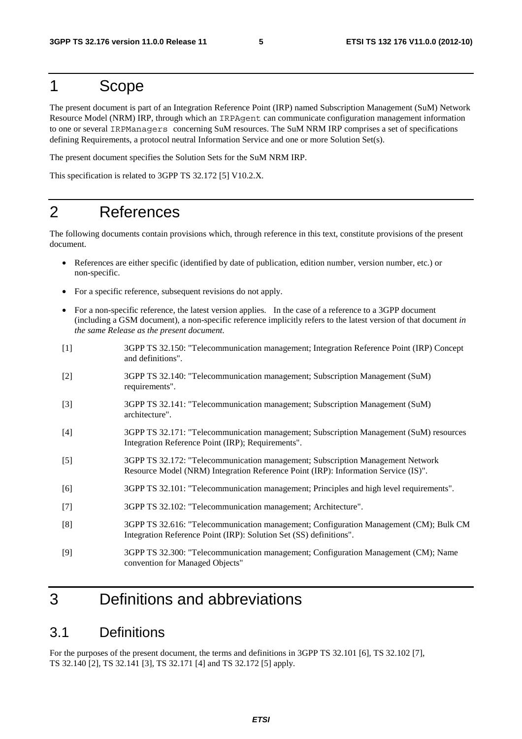# 1 Scope

The present document is part of an Integration Reference Point (IRP) named Subscription Management (SuM) Network Resource Model (NRM) IRP, through which an `IRPAgent` can communicate configuration management information to one or several `IRPManagers` concerning SuM resources. The SuM NRM IRP comprises a set of specifications defining Requirements, a protocol neutral Information Service and one or more Solution Set(s).

The present document specifies the Solution Sets for the SuM NRM IRP.

This specification is related to 3GPP TS 32.172 [5] V10.2.X.

# 2 References

The following documents contain provisions which, through reference in this text, constitute provisions of the present document.

- References are either specific (identified by date of publication, edition number, version number, etc.) or non-specific.
- For a specific reference, subsequent revisions do not apply.
- For a non-specific reference, the latest version applies. In the case of a reference to a 3GPP document (including a GSM document), a non-specific reference implicitly refers to the latest version of that document *in the same Release as the present document*.

[1] 3GPP TS 32.150: "Telecommunication management; Integration Reference Point (IRP) Concept and definitions".

[2] 3GPP TS 32.140: "Telecommunication management; Subscription Management (SuM) requirements".

[3] 3GPP TS 32.141: "Telecommunication management; Subscription Management (SuM) architecture".

[4] 3GPP TS 32.171: "Telecommunication management; Subscription Management (SuM) resources Integration Reference Point (IRP); Requirements".

[5] 3GPP TS 32.172: "Telecommunication management; Subscription Management Network Resource Model (NRM) Integration Reference Point (IRP): Information Service (IS)".

[6] 3GPP TS 32.101: "Telecommunication management; Principles and high level requirements".

[7] 3GPP TS 32.102: "Telecommunication management; Architecture".

[8] 3GPP TS 32.616: "Telecommunication management; Configuration Management (CM); Bulk CM Integration Reference Point (IRP): Solution Set (SS) definitions".

[9] 3GPP TS 32.300: "Telecommunication management; Configuration Management (CM); Name convention for Managed Objects"

# 3 Definitions and abbreviations

## 3.1 Definitions

For the purposes of the present document, the terms and definitions in 3GPP TS 32.101 [6], TS 32.102 [7], TS 32.140 [2], TS 32.141 [3], TS 32.171 [4] and TS 32.172 [5] apply.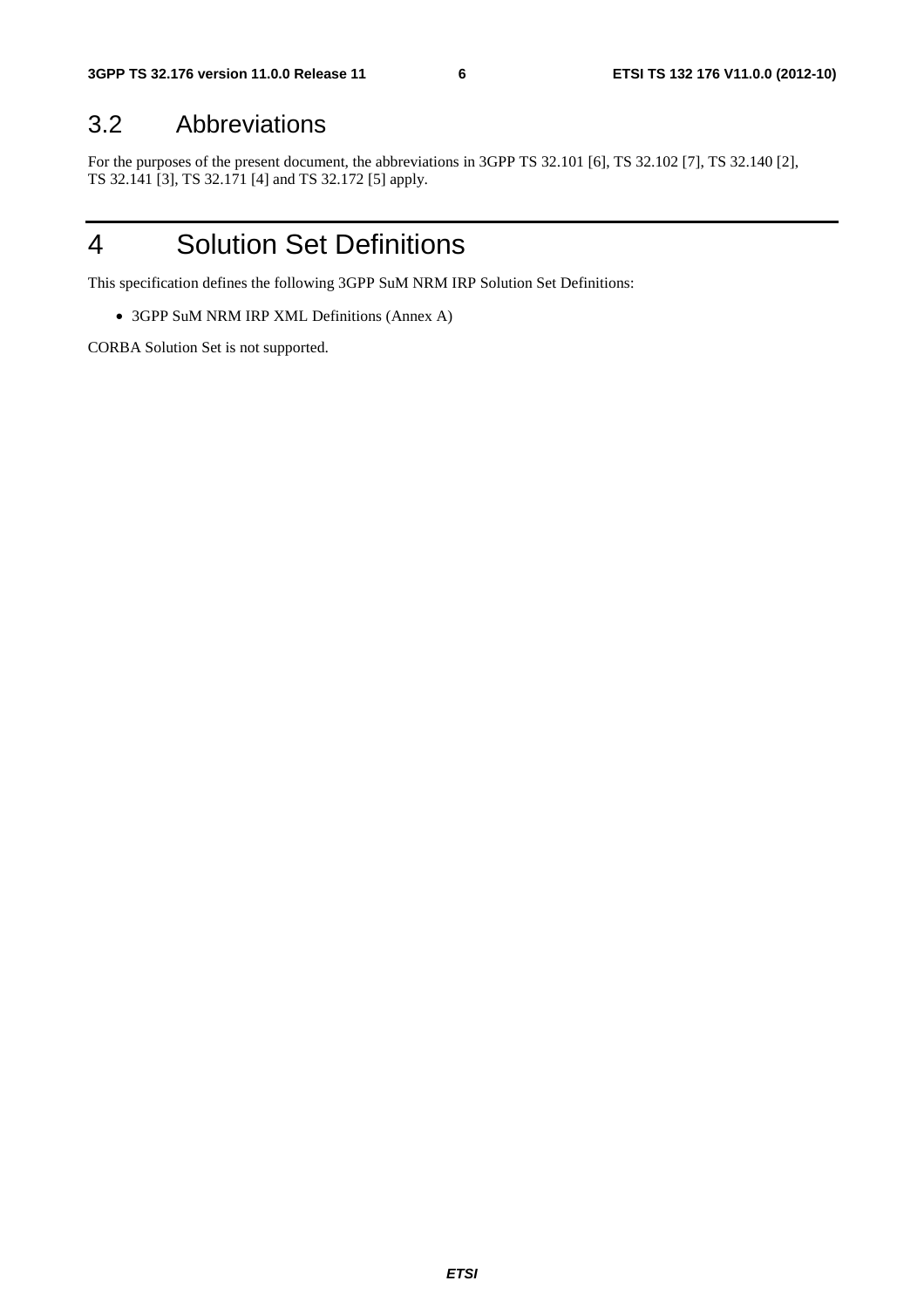## 3.2 Abbreviations

For the purposes of the present document, the abbreviations in 3GPP TS 32.101 [6], TS 32.102 [7], TS 32.140 [2], TS 32.141 [3], TS 32.171 [4] and TS 32.172 [5] apply.

# 4 Solution Set Definitions

This specification defines the following 3GPP SuM NRM IRP Solution Set Definitions:

- 3GPP SuM NRM IRP XML Definitions (Annex A)

CORBA Solution Set is not supported.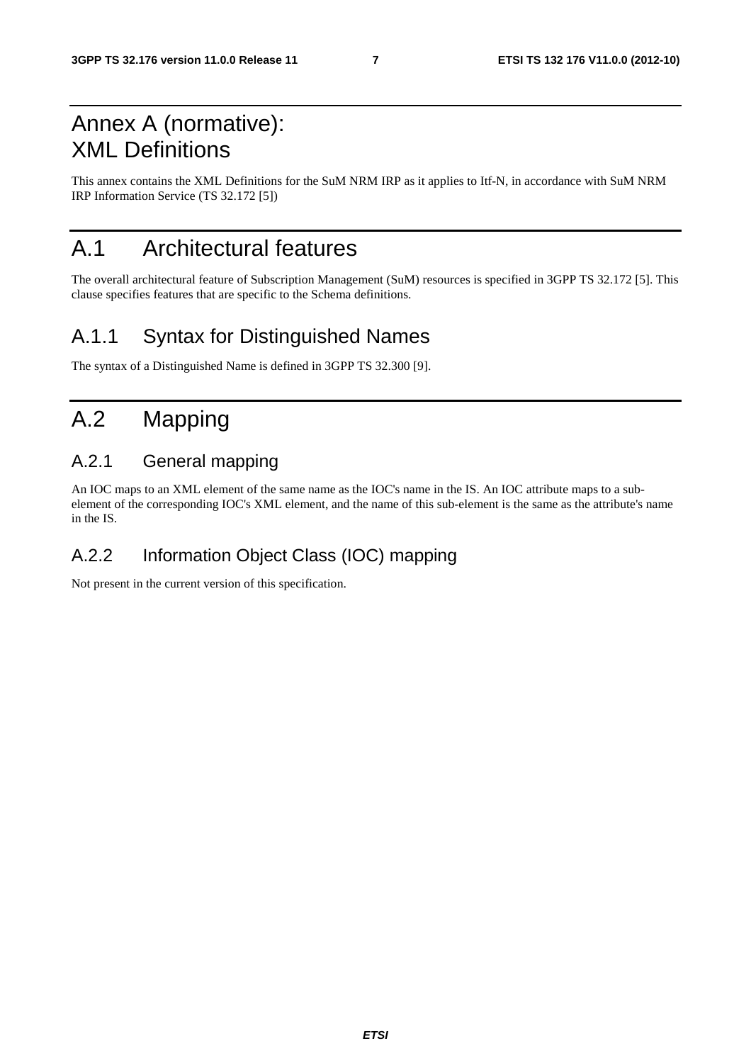# Annex A (normative): XML Definitions

This annex contains the XML Definitions for the SuM NRM IRP as it applies to Itf-N, in accordance with SuM NRM IRP Information Service (TS 32.172 [5])

# A.1 Architectural features

The overall architectural feature of Subscription Management (SuM) resources is specified in 3GPP TS 32.172 [5]. This clause specifies features that are specific to the Schema definitions.

## A.1.1 Syntax for Distinguished Names

The syntax of a Distinguished Name is defined in 3GPP TS 32.300 [9].

# A.2 Mapping

## A.2.1 General mapping

An IOC maps to an XML element of the same name as the IOC's name in the IS. An IOC attribute maps to a sub-element of the corresponding IOC's XML element, and the name of this sub-element is the same as the attribute's name in the IS.

## A.2.2 Information Object Class (IOC) mapping

Not present in the current version of this specification.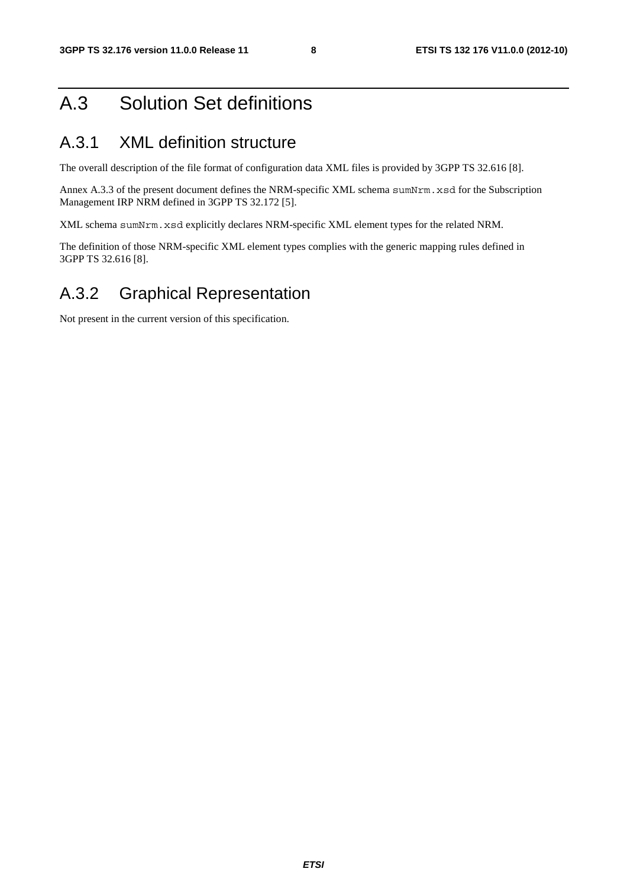# A.3 Solution Set definitions

## A.3.1 XML definition structure

The overall description of the file format of configuration data XML files is provided by 3GPP TS 32.616 [8].

Annex A.3.3 of the present document defines the NRM-specific XML schema `sumNrm.xsd` for the Subscription Management IRP NRM defined in 3GPP TS 32.172 [5].

XML schema `sumNrm.xsd` explicitly declares NRM-specific XML element types for the related NRM.

The definition of those NRM-specific XML element types complies with the generic mapping rules defined in 3GPP TS 32.616 [8].

## A.3.2 Graphical Representation

Not present in the current version of this specification.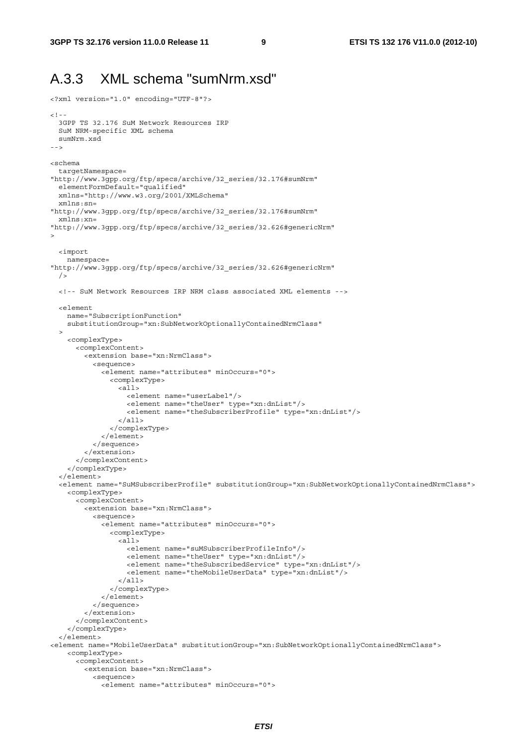## A.3.3 XML schema "sumNrm.xsd"

```
<?xml version="1.0" encoding="UTF-8"?>

<!--
  3GPP TS 32.176 SuM Network Resources IRP
  SuM NRM-specific XML schema
  sumNrm.xsd
-->

<schema
  targetNamespace=
"http://www.3gpp.org/ftp/specs/archive/32_series/32.176#sumNrm"
  elementFormDefault="qualified"
  xmlns="http://www.w3.org/2001/XMLSchema"
  xmlns:sn=
"http://www.3gpp.org/ftp/specs/archive/32_series/32.176#sumNrm"
  xmlns:xn=
"http://www.3gpp.org/ftp/specs/archive/32_series/32.626#genericNrm"
>

  <import
    namespace=
"http://www.3gpp.org/ftp/specs/archive/32_series/32.626#genericNrm"
  />

  <!-- SuM Network Resources IRP NRM class associated XML elements -->

  <element
    name="SubscriptionFunction"
    substitutionGroup="xn:SubNetworkOptionallyContainedNrmClass"
  >
    <complexType>
      <complexContent>
        <extension base="xn:NrmClass">
          <sequence>
            <element name="attributes" minOccurs="0">
              <complexType>
                <all>
                  <element name="userLabel"/>
                  <element name="theUser" type="xn:dnList"/>
                  <element name="theSubscriberProfile" type="xn:dnList"/>
                </all>
              </complexType>
            </element>
          </sequence>
        </extension>
      </complexContent>
    </complexType>
  </element>
  <element name="SuMSubscriberProfile" substitutionGroup="xn:SubNetworkOptionallyContainedNrmClass">
    <complexType>
      <complexContent>
        <extension base="xn:NrmClass">
          <sequence>
            <element name="attributes" minOccurs="0">
              <complexType>
                <all>
                  <element name="suMSubscriberProfileInfo"/>
                  <element name="theUser" type="xn:dnList"/>
                  <element name="theSubscribedService" type="xn:dnList"/>
                  <element name="theMobileUserData" type="xn:dnList"/>
                </all>
              </complexType>
            </element>
          </sequence>
        </extension>
      </complexContent>
    </complexType>
  </element>
<element name="MobileUserData" substitutionGroup="xn:SubNetworkOptionallyContainedNrmClass">
    <complexType>
      <complexContent>
        <extension base="xn:NrmClass">
          <sequence>
            <element name="attributes" minOccurs="0">
```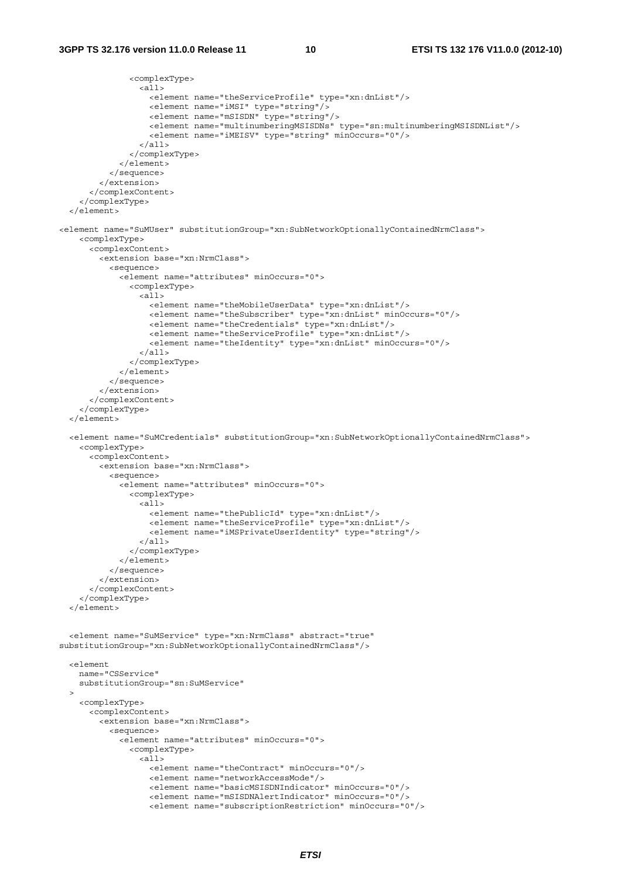```
            <complexType>
              <all>
                <element name="theServiceProfile" type="xn:dnList"/>
                <element name="iMSI" type="string"/>
                <element name="mSISDN" type="string"/>
                <element name="multinumberingMSISDNs" type="sn:multinumberingMSISDNList"/>
                <element name="iMEISV" type="string" minOccurs="0"/>
              </all>
            </complexType>
          </element>
        </sequence>
      </extension>
    </complexContent>
  </complexType>
</element>

<element name="SuMUser" substitutionGroup="xn:SubNetworkOptionallyContainedNrmClass">
    <complexType>
      <complexContent>
        <extension base="xn:NrmClass">
          <sequence>
            <element name="attributes" minOccurs="0">
              <complexType>
                <all>
                  <element name="theMobileUserData" type="xn:dnList"/>
                  <element name="theSubscriber" type="xn:dnList" minOccurs="0"/>
                  <element name="theCredentials" type="xn:dnList"/>
                  <element name="theServiceProfile" type="xn:dnList"/>
                  <element name="theIdentity" type="xn:dnList" minOccurs="0"/>
                </all>
              </complexType>
            </element>
          </sequence>
        </extension>
      </complexContent>
    </complexType>
  </element>

  <element name="SuMCredentials" substitutionGroup="xn:SubNetworkOptionallyContainedNrmClass">
    <complexType>
      <complexContent>
        <extension base="xn:NrmClass">
          <sequence>
            <element name="attributes" minOccurs="0">
              <complexType>
                <all>
                  <element name="thePublicId" type="xn:dnList"/>
                  <element name="theServiceProfile" type="xn:dnList"/>
                  <element name="iMSPrivateUserIdentity" type="string"/>
                </all>
              </complexType>
            </element>
          </sequence>
        </extension>
      </complexContent>
    </complexType>
  </element>


  <element name="SuMService" type="xn:NrmClass" abstract="true"
substitutionGroup="xn:SubNetworkOptionallyContainedNrmClass"/>

  <element
    name="CSService"
    substitutionGroup="sn:SuMService"
  >
    <complexType>
      <complexContent>
        <extension base="xn:NrmClass">
          <sequence>
            <element name="attributes" minOccurs="0">
              <complexType>
                <all>
                  <element name="theContract" minOccurs="0"/>
                  <element name="networkAccessMode"/>
                  <element name="basicMSISDNIndicator" minOccurs="0"/>
                  <element name="mSISDNAlertIndicator" minOccurs="0"/>
                  <element name="subscriptionRestriction" minOccurs="0"/>
```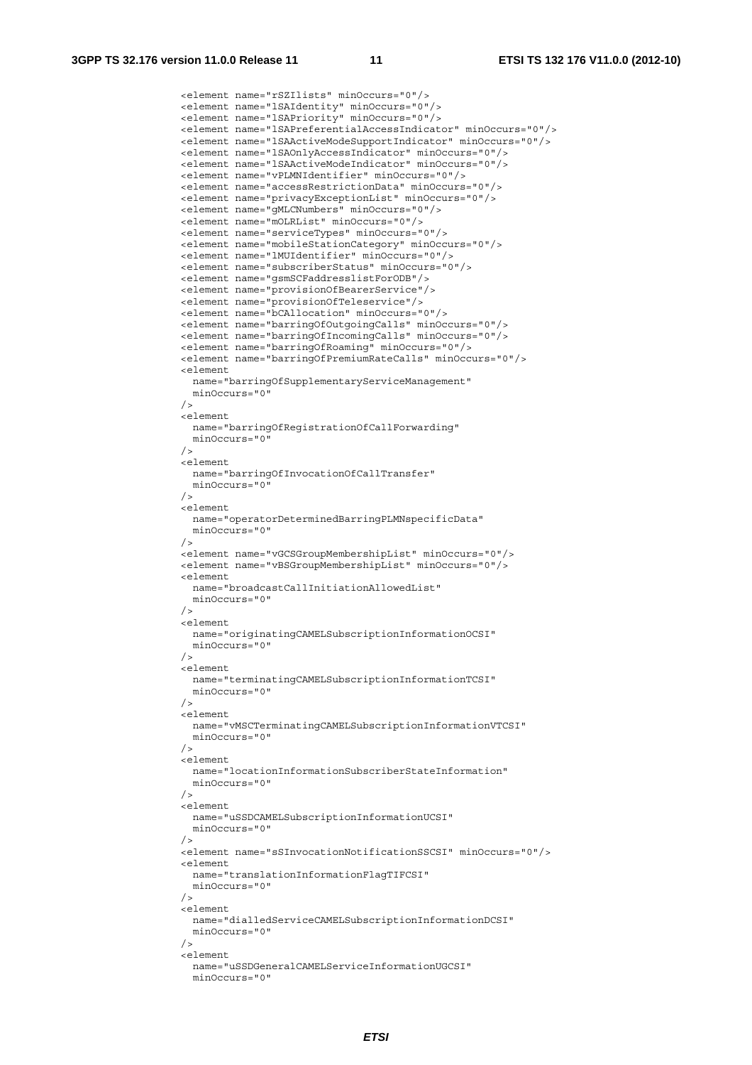```
<element name="rSZIlists" minOccurs="0"/>
<element name="lSAIdentity" minOccurs="0"/>
<element name="lSAPriority" minOccurs="0"/>
<element name="lSAPreferentialAccessIndicator" minOccurs="0"/>
<element name="lSAActiveModeSupportIndicator" minOccurs="0"/>
<element name="lSAOnlyAccessIndicator" minOccurs="0"/>
<element name="lSAActiveModeIndicator" minOccurs="0"/>
<element name="vPLMNIdentifier" minOccurs="0"/>
<element name="accessRestrictionData" minOccurs="0"/>
<element name="privacyExceptionList" minOccurs="0"/>
<element name="gMLCNumbers" minOccurs="0"/>
<element name="mOLRList" minOccurs="0"/>
<element name="serviceTypes" minOccurs="0"/>
<element name="mobileStationCategory" minOccurs="0"/>
<element name="lMUIdentifier" minOccurs="0"/>
<element name="subscriberStatus" minOccurs="0"/>
<element name="gsmSCFaddresslistForODB"/>
<element name="provisionOfBearerService"/>
<element name="provisionOfTeleservice"/>
<element name="bCAllocation" minOccurs="0"/>
<element name="barringOfOutgoingCalls" minOccurs="0"/>
<element name="barringOfIncomingCalls" minOccurs="0"/>
<element name="barringOfRoaming" minOccurs="0"/>
<element name="barringOfPremiumRateCalls" minOccurs="0"/>
<element
  name="barringOfSupplementaryServiceManagement"
  minOccurs="0"
/>
<element
  name="barringOfRegistrationOfCallForwarding"
  minOccurs="0"
/>
<element
  name="barringOfInvocationOfCallTransfer"
  minOccurs="0"
/>
<element
  name="operatorDeterminedBarringPLMNspecificData"
  minOccurs="0"
/>
<element name="vGCSGroupMembershipList" minOccurs="0"/>
<element name="vBSGroupMembershipList" minOccurs="0"/>
<element
  name="broadcastCallInitiationAllowedList"
  minOccurs="0"
/>
<element
  name="originatingCAMELSubscriptionInformationOCSI"
  minOccurs="0"
/>
<element
  name="terminatingCAMELSubscriptionInformationTCSI"
  minOccurs="0"
/>
<element
  name="vMSCTerminatingCAMELSubscriptionInformationVTCSI"
  minOccurs="0"
/>
<element
  name="locationInformationSubscriberStateInformation"
  minOccurs="0"
/>
<element
  name="uSSDCAMELSubscriptionInformationUCSI"
  minOccurs="0"
/>
<element name="sSInvocationNotificationSSCSI" minOccurs="0"/>
<element
  name="translationInformationFlagTIFCSI"
  minOccurs="0"
/>
<element
  name="dialledServiceCAMELSubscriptionInformationDCSI"
  minOccurs="0"
/>
<element
  name="uSSDGeneralCAMELServiceInformationUGCSI"
  minOccurs="0"
```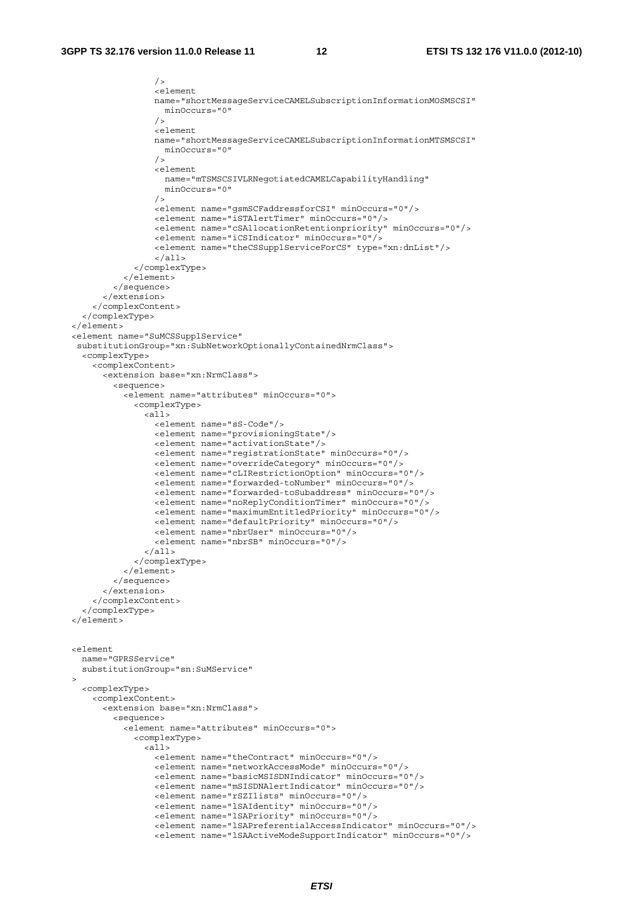```
                />
                <element
                name="shortMessageServiceCAMELSubscriptionInformationMOSMSCSI"
                  minOccurs="0"
                />
                <element
                name="shortMessageServiceCAMELSubscriptionInformationMTSMSCSI"
                  minOccurs="0"
                />
                <element
                  name="mTSMSCSIVLRNegotiatedCAMELCapabilityHandling"
                  minOccurs="0"
                />
                <element name="gsmSCFaddressforCSI" minOccurs="0"/>
                <element name="iSTAlertTimer" minOccurs="0"/>
                <element name="cSAllocationRetentionpriority" minOccurs="0"/>
                <element name="iCSIndicator" minOccurs="0"/>
                <element name="theCSSupplServiceForCS" type="xn:dnList"/>
              </all>
            </complexType>
          </element>
        </sequence>
      </extension>
    </complexContent>
  </complexType>
</element>
<element name="SuMCSSupplService"
 substitutionGroup="xn:SubNetworkOptionallyContainedNrmClass">
  <complexType>
    <complexContent>
      <extension base="xn:NrmClass">
        <sequence>
          <element name="attributes" minOccurs="0">
            <complexType>
              <all>
                <element name="sS-Code"/>
                <element name="provisioningState"/>
                <element name="activationState"/>
                <element name="registrationState" minOccurs="0"/>
                <element name="overrideCategory" minOccurs="0"/>
                <element name="cLIRestrictionOption" minOccurs="0"/>
                <element name="forwarded-toNumber" minOccurs="0"/>
                <element name="forwarded-toSubaddress" minOccurs="0"/>
                <element name="noReplyConditionTimer" minOccurs="0"/>
                <element name="maximumEntitledPriority" minOccurs="0"/>
                <element name="defaultPriority" minOccurs="0"/>
                <element name="nbrUser" minOccurs="0"/>
                <element name="nbrSB" minOccurs="0"/>
              </all>
            </complexType>
          </element>
        </sequence>
      </extension>
    </complexContent>
  </complexType>
</element>


<element
  name="GPRSService"
  substitutionGroup="sn:SuMService"
>
  <complexType>
    <complexContent>
      <extension base="xn:NrmClass">
        <sequence>
          <element name="attributes" minOccurs="0">
            <complexType>
              <all>
                <element name="theContract" minOccurs="0"/>
                <element name="networkAccessMode" minOccurs="0"/>
                <element name="basicMSISDNIndicator" minOccurs="0"/>
                <element name="mSISDNAlertIndicator" minOccurs="0"/>
                <element name="rSZIlists" minOccurs="0"/>
                <element name="lSAIdentity" minOccurs="0"/>
                <element name="lSAPriority" minOccurs="0"/>
                <element name="lSAPreferentialAccessIndicator" minOccurs="0"/>
                <element name="lSAActiveModeSupportIndicator" minOccurs="0"/>
```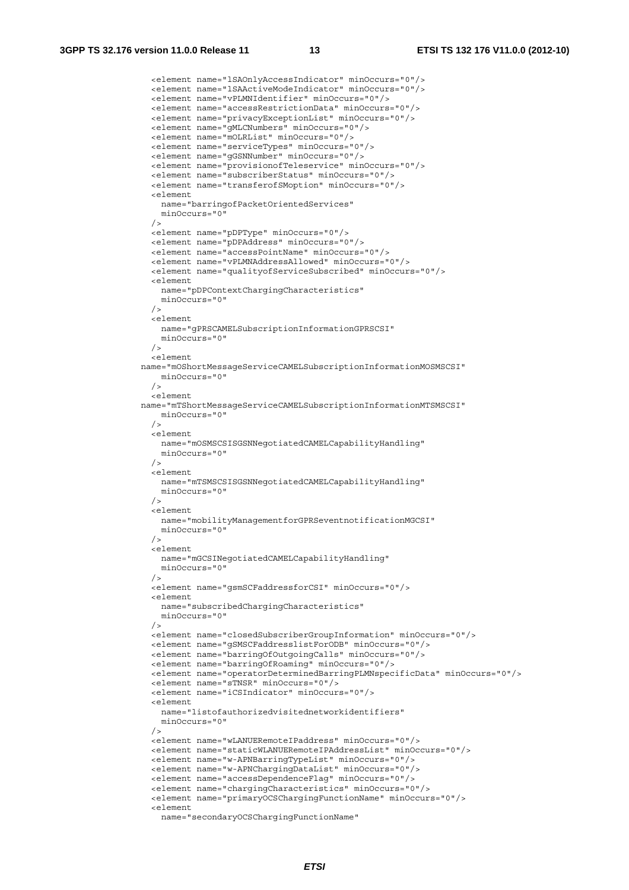```
<element name="lSAOnlyAccessIndicator" minOccurs="0"/>
<element name="lSAActiveModeIndicator" minOccurs="0"/>
<element name="vPLMNIdentifier" minOccurs="0"/>
<element name="accessRestrictionData" minOccurs="0"/>
<element name="privacyExceptionList" minOccurs="0"/>
<element name="gMLCNumbers" minOccurs="0"/>
<element name="mOLRList" minOccurs="0"/>
<element name="serviceTypes" minOccurs="0"/>
<element name="gGSNNumber" minOccurs="0"/>
<element name="provisionofTeleservice" minOccurs="0"/>
<element name="subscriberStatus" minOccurs="0"/>
<element name="transferofSMoption" minOccurs="0"/>
<element
  name="barringofPacketOrientedServices"
  minOccurs="0"
/>
<element name="pDPType" minOccurs="0"/>
<element name="pDPAddress" minOccurs="0"/>
<element name="accessPointName" minOccurs="0"/>
<element name="vPLMNAddressAllowed" minOccurs="0"/>
<element name="qualityofServiceSubscribed" minOccurs="0"/>
<element
  name="pDPContextChargingCharacteristics"
  minOccurs="0"
/>
<element
  name="gPRSCAMELSubscriptionInformationGPRSCSI"
  minOccurs="0"
/>
<element
name="mOShortMessageServiceCAMELSubscriptionInformationMOSMSCSI"
  minOccurs="0"
/>
<element
name="mTShortMessageServiceCAMELSubscriptionInformationMTSMSCSI"
  minOccurs="0"
/>
<element
  name="mOSMSCSISGSNNegotiatedCAMELCapabilityHandling"
  minOccurs="0"
/>
<element
  name="mTSMSCSISGSNNegotiatedCAMELCapabilityHandling"
  minOccurs="0"
/>
<element
  name="mobilityManagementforGPRSeventnotificationMGCSI"
  minOccurs="0"
/>
<element
  name="mGCSINegotiatedCAMELCapabilityHandling"
  minOccurs="0"
/>
<element name="gsmSCFaddressforCSI" minOccurs="0"/>
<element
  name="subscribedChargingCharacteristics"
  minOccurs="0"
/>
<element name="closedSubscriberGroupInformation" minOccurs="0"/>
<element name="gSMSCFaddresslistForODB" minOccurs="0"/>
<element name="barringOfOutgoingCalls" minOccurs="0"/>
<element name="barringOfRoaming" minOccurs="0"/>
<element name="operatorDeterminedBarringPLMNspecificData" minOccurs="0"/>
<element name="sTNSR" minOccurs="0"/>
<element name="iCSIndicator" minOccurs="0"/>
<element
  name="listofauthorizedvisitednetworkidentifiers"
  minOccurs="0"
/>
<element name="wLANUERemoteIPaddress" minOccurs="0"/>
<element name="staticWLANUERemoteIPAddressList" minOccurs="0"/>
<element name="w-APNBarringTypeList" minOccurs="0"/>
<element name="w-APNChargingDataList" minOccurs="0"/>
<element name="accessDependenceFlag" minOccurs="0"/>
<element name="chargingCharacteristics" minOccurs="0"/>
<element name="primaryOCSChargingFunctionName" minOccurs="0"/>
<element
  name="secondaryOCSChargingFunctionName"
```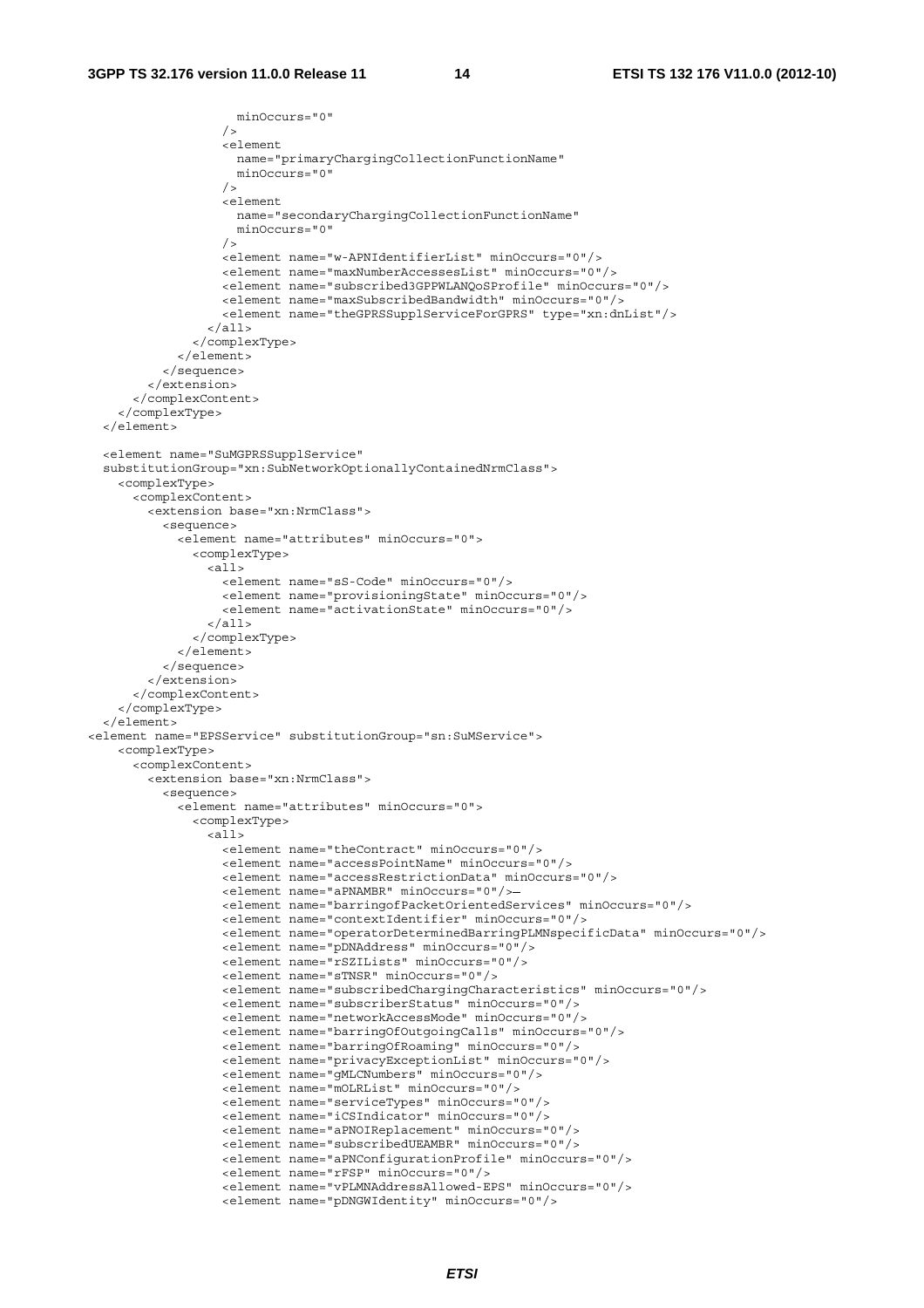```
                  minOccurs="0"
                />
                <element
                  name="primaryChargingCollectionFunctionName"
                  minOccurs="0"
                />
                <element
                  name="secondaryChargingCollectionFunctionName"
                  minOccurs="0"
                />
                <element name="w-APNIdentifierList" minOccurs="0"/>
                <element name="maxNumberAccessesList" minOccurs="0"/>
                <element name="subscribed3GPPWLANQoSProfile" minOccurs="0"/>
                <element name="maxSubscribedBandwidth" minOccurs="0"/>
                <element name="theGPRSSupplServiceForGPRS" type="xn:dnList"/>
              </all>
            </complexType>
          </element>
        </sequence>
      </extension>
    </complexContent>
  </complexType>
</element>

<element name="SuMGPRSSupplService"
substitutionGroup="xn:SubNetworkOptionallyContainedNrmClass">
  <complexType>
    <complexContent>
      <extension base="xn:NrmClass">
        <sequence>
          <element name="attributes" minOccurs="0">
            <complexType>
              <all>
                <element name="sS-Code" minOccurs="0"/>
                <element name="provisioningState" minOccurs="0"/>
                <element name="activationState" minOccurs="0"/>
              </all>
            </complexType>
          </element>
        </sequence>
      </extension>
    </complexContent>
  </complexType>
</element>
<element name="EPSService" substitutionGroup="sn:SuMService">
  <complexType>
    <complexContent>
      <extension base="xn:NrmClass">
        <sequence>
          <element name="attributes" minOccurs="0">
            <complexType>
              <all>
                <element name="theContract" minOccurs="0"/>
                <element name="accessPointName" minOccurs="0"/>
                <element name="accessRestrictionData" minOccurs="0"/>
                <element name="aPNAMBR" minOccurs="0"/>—
                <element name="barringofPacketOrientedServices" minOccurs="0"/>
                <element name="contextIdentifier" minOccurs="0"/>
                <element name="operatorDeterminedBarringPLMNspecificData" minOccurs="0"/>
                <element name="pDNAddress" minOccurs="0"/>
                <element name="rSZILists" minOccurs="0"/>
                <element name="sTNSR" minOccurs="0"/>
                <element name="subscribedChargingCharacteristics" minOccurs="0"/>
                <element name="subscriberStatus" minOccurs="0"/>
                <element name="networkAccessMode" minOccurs="0"/>
                <element name="barringOfOutgoingCalls" minOccurs="0"/>
                <element name="barringOfRoaming" minOccurs="0"/>
                <element name="privacyExceptionList" minOccurs="0"/>
                <element name="gMLCNumbers" minOccurs="0"/>
                <element name="mOLRList" minOccurs="0"/>
                <element name="serviceTypes" minOccurs="0"/>
                <element name="iCSIndicator" minOccurs="0"/>
                <element name="aPNOIReplacement" minOccurs="0"/>
                <element name="subscribedUEAMBR" minOccurs="0"/>
                <element name="aPNConfigurationProfile" minOccurs="0"/>
                <element name="rFSP" minOccurs="0"/>
                <element name="vPLMNAddressAllowed-EPS" minOccurs="0"/>
                <element name="pDNGWIdentity" minOccurs="0"/>
```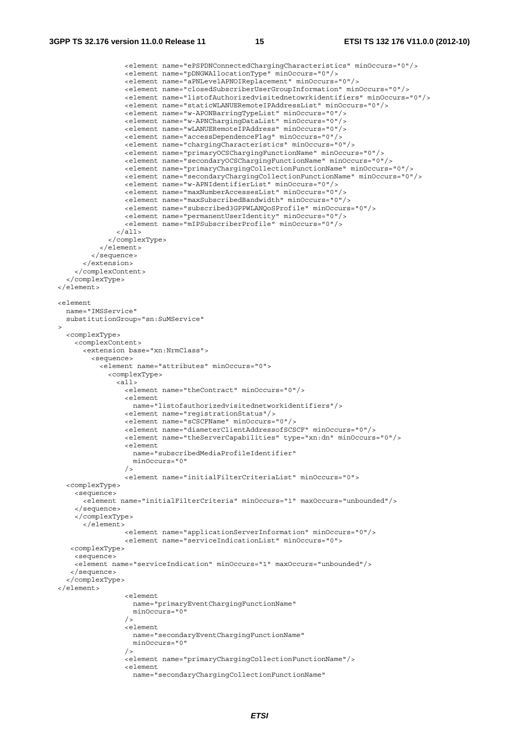```
                <element name="ePSPDNConnectedChargingCharacteristics" minOccurs="0"/>
                <element name="pDNGWAllocationType" minOccurs="0"/>
                <element name="aPNLevelAPNOIReplacement" minOccurs="0"/>
                <element name="closedSubscriberUserGroupInformation" minOccurs="0"/>
                <element name="listofAuthorizedvisitednetowrkidentifiers" minOccurs="0"/>
                <element name="staticWLANUERemoteIPAddressList" minOccurs="0"/>
                <element name="w-APONBarringTypeList" minOccurs="0"/>
                <element name="w-APNChargingDataList" minOccurs="0"/>
                <element name="wLANUERemoteIPAddress" minOccurs="0"/>
                <element name="accessDependenceFlag" minOccurs="0"/>
                <element name="chargingCharacteristics" minOccurs="0"/>
                <element name="primaryOCSChargingFunctionName" minOccurs="0"/>
                <element name="secondaryOCSChargingFunctionName" minOccurs="0"/>
                <element name="primaryChargingCollectionFunctionName" minOccurs="0"/>
                <element name="secondaryChargingCollectionFunctionName" minOccurs="0"/>
                <element name="w-APNIdentifierList" minOccurs="0"/>
                <element name="maxNumberAccessesList" minOccurs="0"/>
                <element name="maxSubscribedBandwidth" minOccurs="0"/>
                <element name="subscribed3GPPWLANQoSProfile" minOccurs="0"/>
                <element name="permanentUserIdentity" minOccurs="0"/>
                <element name="mIPSubscriberProfile" minOccurs="0"/>
              </all>
            </complexType>
          </element>
        </sequence>
      </extension>
    </complexContent>
  </complexType>
</element>

<element
  name="IMSService"
  substitutionGroup="sn:SuMService"
>
  <complexType>
    <complexContent>
      <extension base="xn:NrmClass">
        <sequence>
          <element name="attributes" minOccurs="0">
            <complexType>
              <all>
                <element name="theContract" minOccurs="0"/>
                <element
                  name="listofauthorizedvisitednetworkidentifiers"/>
                <element name="registrationStatus"/>
                <element name="sCSCFName" minOccurs="0"/>
                <element name="diameterClientAddressofSCSCF" minOccurs="0"/>
                <element name="theServerCapabilities" type="xn:dn" minOccurs="0"/>
                <element
                  name="subscribedMediaProfileIdentifier"
                  minOccurs="0"
                />
                <element name="initialFilterCriteriaList" minOccurs="0">
  <complexType>
    <sequence>
      <element name="initialFilterCriteria" minOccurs="1" maxOccurs="unbounded"/>
    </sequence>
    </complexType>
      </element>
                <element name="applicationServerInformation" minOccurs="0"/>
                <element name="serviceIndicationList" minOccurs="0">
   <complexType>
    <sequence>
    <element name="serviceIndication" minOccurs="1" maxOccurs="unbounded"/>
   </sequence>
  </complexType>
</element>
                <element
                  name="primaryEventChargingFunctionName"
                  minOccurs="0"
                />
                <element
                  name="secondaryEventChargingFunctionName"
                  minOccurs="0"
                />
                <element name="primaryChargingCollectionFunctionName"/>
                <element
                  name="secondaryChargingCollectionFunctionName"
```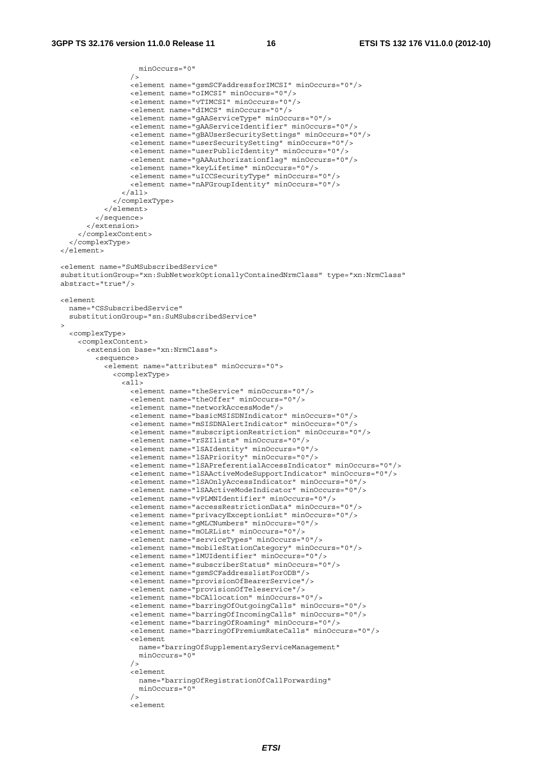```
                minOccurs="0"
              />
              <element name="gsmSCFaddressforIMCSI" minOccurs="0"/>
              <element name="oIMCSI" minOccurs="0"/>
              <element name="vTIMCSI" minOccurs="0"/>
              <element name="dIMCS" minOccurs="0"/>
              <element name="gAAServiceType" minOccurs="0"/>
              <element name="gAAServiceIdentifier" minOccurs="0"/>
              <element name="gBAUserSecuritySettings" minOccurs="0"/>
              <element name="userSecuritySetting" minOccurs="0"/>
              <element name="userPublicIdentity" minOccurs="0"/>
              <element name="gAAAuthorizationflag" minOccurs="0"/>
              <element name="keyLifetime" minOccurs="0"/>
              <element name="uICCSecurityType" minOccurs="0"/>
              <element name="nAFGroupIdentity" minOccurs="0"/>
            </all>
          </complexType>
        </element>
      </sequence>
    </extension>
  </complexContent>
</complexType>
</element>

<element name="SuMSubscribedService"
substitutionGroup="xn:SubNetworkOptionallyContainedNrmClass" type="xn:NrmClass"
abstract="true"/>

<element
  name="CSSubscribedService"
  substitutionGroup="sn:SuMSubscribedService"
>
  <complexType>
    <complexContent>
      <extension base="xn:NrmClass">
        <sequence>
          <element name="attributes" minOccurs="0">
            <complexType>
              <all>
                <element name="theService" minOccurs="0"/>
                <element name="theOffer" minOccurs="0"/>
                <element name="networkAccessMode"/>
                <element name="basicMSISDNIndicator" minOccurs="0"/>
                <element name="mSISDNAlertIndicator" minOccurs="0"/>
                <element name="subscriptionRestriction" minOccurs="0"/>
                <element name="rSZIlists" minOccurs="0"/>
                <element name="lSAIdentity" minOccurs="0"/>
                <element name="lSAPriority" minOccurs="0"/>
                <element name="lSAPreferentialAccessIndicator" minOccurs="0"/>
                <element name="lSAActiveModeSupportIndicator" minOccurs="0"/>
                <element name="lSAOnlyAccessIndicator" minOccurs="0"/>
                <element name="lSAActiveModeIndicator" minOccurs="0"/>
                <element name="vPLMNIdentifier" minOccurs="0"/>
                <element name="accessRestrictionData" minOccurs="0"/>
                <element name="privacyExceptionList" minOccurs="0"/>
                <element name="gMLCNumbers" minOccurs="0"/>
                <element name="mOLRList" minOccurs="0"/>
                <element name="serviceTypes" minOccurs="0"/>
                <element name="mobileStationCategory" minOccurs="0"/>
                <element name="lMUIdentifier" minOccurs="0"/>
                <element name="subscriberStatus" minOccurs="0"/>
                <element name="gsmSCFaddresslistForODB"/>
                <element name="provisionOfBearerService"/>
                <element name="provisionOfTeleservice"/>
                <element name="bCAllocation" minOccurs="0"/>
                <element name="barringOfOutgoingCalls" minOccurs="0"/>
                <element name="barringOfIncomingCalls" minOccurs="0"/>
                <element name="barringOfRoaming" minOccurs="0"/>
                <element name="barringOfPremiumRateCalls" minOccurs="0"/>
                <element
                  name="barringOfSupplementaryServiceManagement"
                  minOccurs="0"
                />
                <element
                  name="barringOfRegistrationOfCallForwarding"
                  minOccurs="0"
                />
                <element
```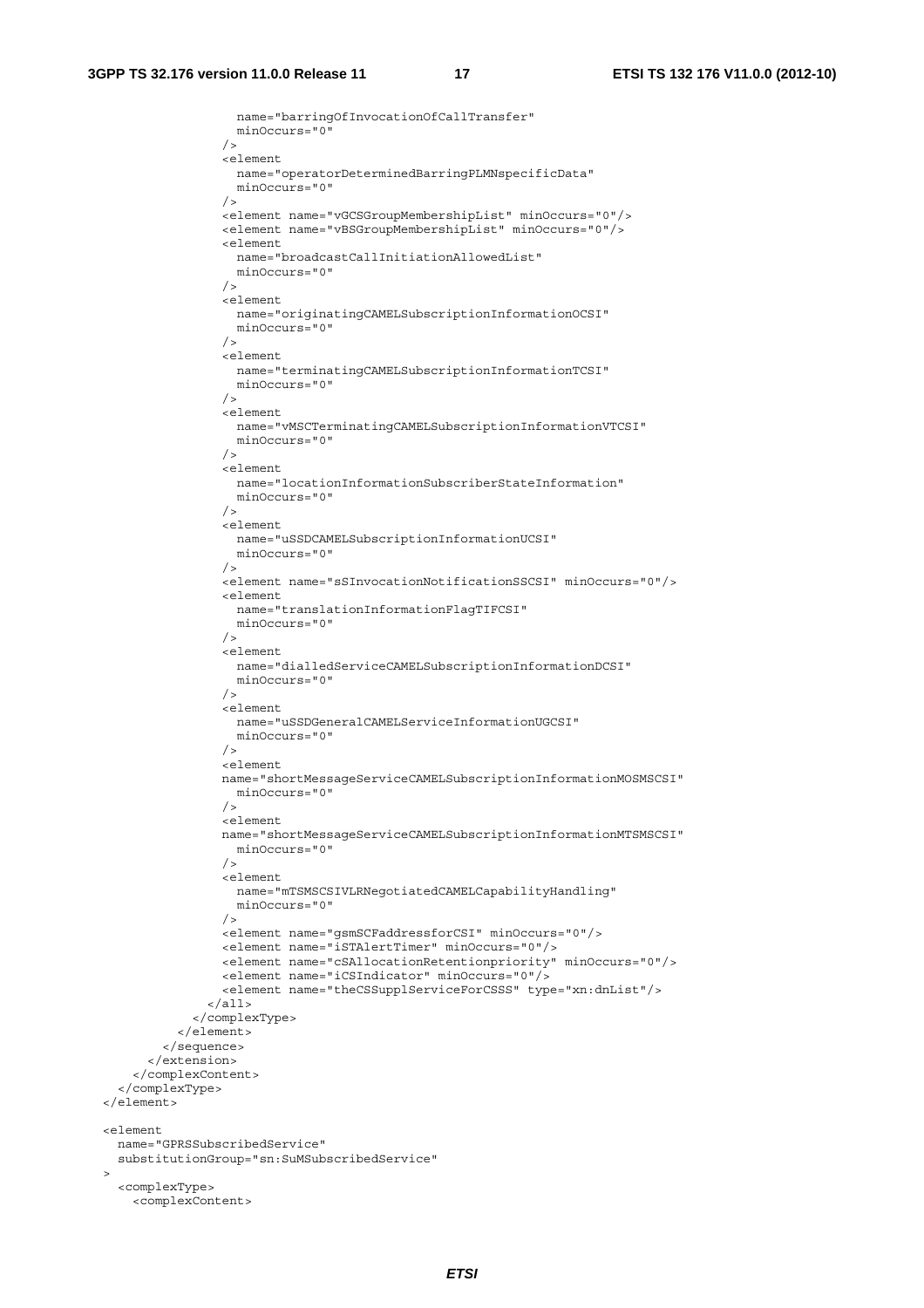```
                name="barringOfInvocationOfCallTransfer"
                minOccurs="0"
              />
              <element
                name="operatorDeterminedBarringPLMNspecificData"
                minOccurs="0"
              />
              <element name="vGCSGroupMembershipList" minOccurs="0"/>
              <element name="vBSGroupMembershipList" minOccurs="0"/>
              <element
                name="broadcastCallInitiationAllowedList"
                minOccurs="0"
              />
              <element
                name="originatingCAMELSubscriptionInformationOCSI"
                minOccurs="0"
              />
              <element
                name="terminatingCAMELSubscriptionInformationTCSI"
                minOccurs="0"
              />
              <element
                name="vMSCTerminatingCAMELSubscriptionInformationVTCSI"
                minOccurs="0"
              />
              <element
                name="locationInformationSubscriberStateInformation"
                minOccurs="0"
              />
              <element
                name="uSSDCAMELSubscriptionInformationUCSI"
                minOccurs="0"
              />
              <element name="sSInvocationNotificationSSCSI" minOccurs="0"/>
              <element
                name="translationInformationFlagTIFCSI"
                minOccurs="0"
              />
              <element
                name="dialledServiceCAMELSubscriptionInformationDCSI"
                minOccurs="0"
              />
              <element
                name="uSSDGeneralCAMELServiceInformationUGCSI"
                minOccurs="0"
              />
              <element
              name="shortMessageServiceCAMELSubscriptionInformationMOSMSCSI"
                minOccurs="0"
              />
              <element
              name="shortMessageServiceCAMELSubscriptionInformationMTSMSCSI"
                minOccurs="0"
              />
              <element
                name="mTSMSCSIVLRNegotiatedCAMELCapabilityHandling"
                minOccurs="0"
              />
              <element name="gsmSCFaddressforCSI" minOccurs="0"/>
              <element name="iSTAlertTimer" minOccurs="0"/>
              <element name="cSAllocationRetentionpriority" minOccurs="0"/>
              <element name="iCSIndicator" minOccurs="0"/>
              <element name="theCSSupplServiceForCSSS" type="xn:dnList"/>
            </all>
          </complexType>
        </element>
      </sequence>
    </extension>
  </complexContent>
</complexType>
</element>

<element
  name="GPRSSubscribedService"
  substitutionGroup="sn:SuMSubscribedService"
>
  <complexType>
    <complexContent>
```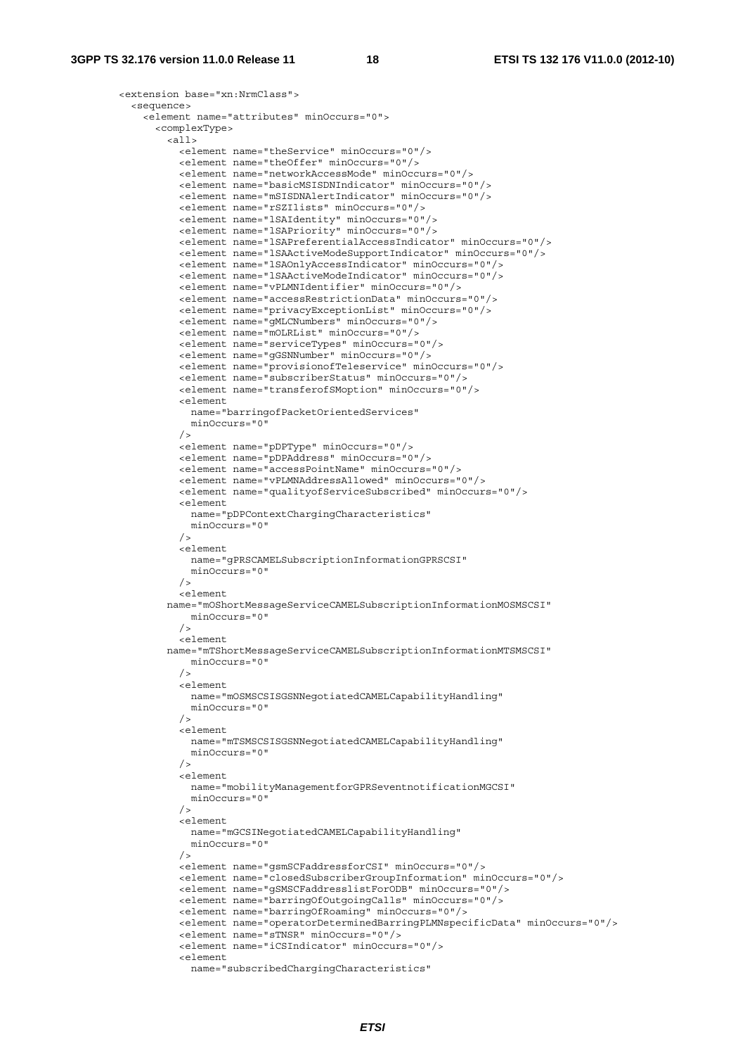```
<extension base="xn:NrmClass">
  <sequence>
    <element name="attributes" minOccurs="0">
      <complexType>
        <all>
          <element name="theService" minOccurs="0"/>
          <element name="theOffer" minOccurs="0"/>
          <element name="networkAccessMode" minOccurs="0"/>
          <element name="basicMSISDNIndicator" minOccurs="0"/>
          <element name="mSISDNAlertIndicator" minOccurs="0"/>
          <element name="rSZIlists" minOccurs="0"/>
          <element name="lSAIdentity" minOccurs="0"/>
          <element name="lSAPriority" minOccurs="0"/>
          <element name="lSAPreferentialAccessIndicator" minOccurs="0"/>
          <element name="lSAActiveModeSupportIndicator" minOccurs="0"/>
          <element name="lSAOnlyAccessIndicator" minOccurs="0"/>
          <element name="lSAActiveModeIndicator" minOccurs="0"/>
          <element name="vPLMNIdentifier" minOccurs="0"/>
          <element name="accessRestrictionData" minOccurs="0"/>
          <element name="privacyExceptionList" minOccurs="0"/>
          <element name="gMLCNumbers" minOccurs="0"/>
          <element name="mOLRList" minOccurs="0"/>
          <element name="serviceTypes" minOccurs="0"/>
          <element name="gGSNNumber" minOccurs="0"/>
          <element name="provisionofTeleservice" minOccurs="0"/>
          <element name="subscriberStatus" minOccurs="0"/>
          <element name="transferofSMoption" minOccurs="0"/>
          <element
            name="barringofPacketOrientedServices"
            minOccurs="0"
          />
          <element name="pDPType" minOccurs="0"/>
          <element name="pDPAddress" minOccurs="0"/>
          <element name="accessPointName" minOccurs="0"/>
          <element name="vPLMNAddressAllowed" minOccurs="0"/>
          <element name="qualityofServiceSubscribed" minOccurs="0"/>
          <element
            name="pDPContextChargingCharacteristics"
            minOccurs="0"
          />
          <element
            name="gPRSCAMELSubscriptionInformationGPRSCSI"
            minOccurs="0"
          />
          <element
        name="mOShortMessageServiceCAMELSubscriptionInformationMOSMSCSI"
            minOccurs="0"
          />
          <element
        name="mTShortMessageServiceCAMELSubscriptionInformationMTSMSCSI"
            minOccurs="0"
          />
          <element
            name="mOSMSCSISGSNNegotiatedCAMELCapabilityHandling"
            minOccurs="0"
          />
          <element
            name="mTSMSCSISGSNNegotiatedCAMELCapabilityHandling"
            minOccurs="0"
          />
          <element
            name="mobilityManagementforGPRSeventnotificationMGCSI"
            minOccurs="0"
          />
          <element
            name="mGCSINegotiatedCAMELCapabilityHandling"
            minOccurs="0"
          />
          <element name="gsmSCFaddressforCSI" minOccurs="0"/>
          <element name="closedSubscriberGroupInformation" minOccurs="0"/>
          <element name="gSMSCFaddresslistForODB" minOccurs="0"/>
          <element name="barringOfOutgoingCalls" minOccurs="0"/>
          <element name="barringOfRoaming" minOccurs="0"/>
          <element name="operatorDeterminedBarringPLMNspecificData" minOccurs="0"/>
          <element name="sTNSR" minOccurs="0"/>
          <element name="iCSIndicator" minOccurs="0"/>
          <element
            name="subscribedChargingCharacteristics"
```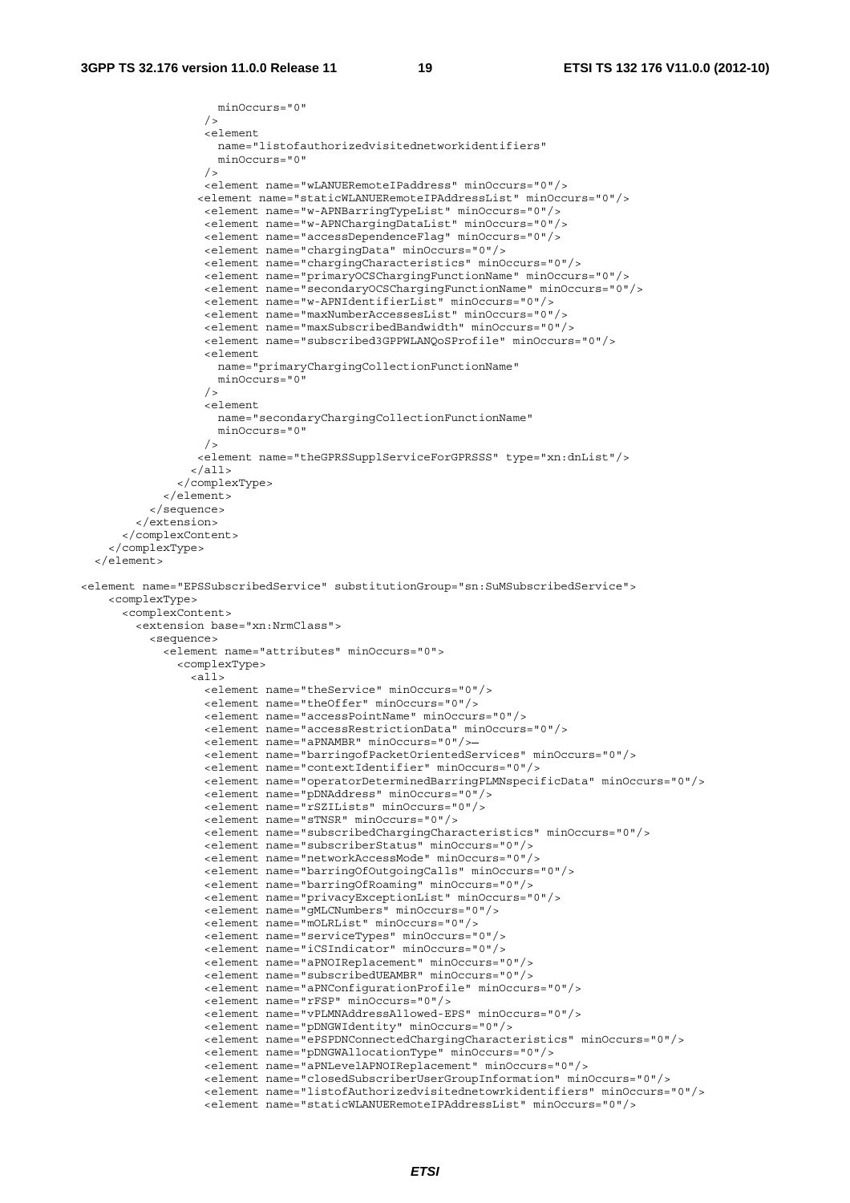```
                minOccurs="0"
              />
              <element
                name="listofauthorizedvisitednetworkidentifiers"
                minOccurs="0"
              />
              <element name="wLANUERemoteIPaddress" minOccurs="0"/>
             <element name="staticWLANUERemoteIPAddressList" minOccurs="0"/>
              <element name="w-APNBarringTypeList" minOccurs="0"/>
              <element name="w-APNChargingDataList" minOccurs="0"/>
              <element name="accessDependenceFlag" minOccurs="0"/>
              <element name="chargingData" minOccurs="0"/>
              <element name="chargingCharacteristics" minOccurs="0"/>
              <element name="primaryOCSChargingFunctionName" minOccurs="0"/>
              <element name="secondaryOCSChargingFunctionName" minOccurs="0"/>
              <element name="w-APNIdentifierList" minOccurs="0"/>
              <element name="maxNumberAccessesList" minOccurs="0"/>
              <element name="maxSubscribedBandwidth" minOccurs="0"/>
              <element name="subscribed3GPPWLANQoSProfile" minOccurs="0"/>
              <element
                name="primaryChargingCollectionFunctionName"
                minOccurs="0"
              />
              <element
                name="secondaryChargingCollectionFunctionName"
                minOccurs="0"
              />
             <element name="theGPRSSupplServiceForGPRSSS" type="xn:dnList"/>
            </all>
          </complexType>
        </element>
      </sequence>
    </extension>
  </complexContent>
 </complexType>
</element>

<element name="EPSSubscribedService" substitutionGroup="sn:SuMSubscribedService">
  <complexType>
    <complexContent>
      <extension base="xn:NrmClass">
        <sequence>
          <element name="attributes" minOccurs="0">
            <complexType>
              <all>
                <element name="theService" minOccurs="0"/>
                <element name="theOffer" minOccurs="0"/>
                <element name="accessPointName" minOccurs="0"/>
                <element name="accessRestrictionData" minOccurs="0"/>
                <element name="aPNAMBR" minOccurs="0"/>—
                <element name="barringofPacketOrientedServices" minOccurs="0"/>
                <element name="contextIdentifier" minOccurs="0"/>
                <element name="operatorDeterminedBarringPLMNspecificData" minOccurs="0"/>
                <element name="pDNAddress" minOccurs="0"/>
                <element name="rSZILists" minOccurs="0"/>
                <element name="sTNSR" minOccurs="0"/>
                <element name="subscribedChargingCharacteristics" minOccurs="0"/>
                <element name="subscriberStatus" minOccurs="0"/>
                <element name="networkAccessMode" minOccurs="0"/>
                <element name="barringOfOutgoingCalls" minOccurs="0"/>
                <element name="barringOfRoaming" minOccurs="0"/>
                <element name="privacyExceptionList" minOccurs="0"/>
                <element name="gMLCNumbers" minOccurs="0"/>
                <element name="mOLRList" minOccurs="0"/>
                <element name="serviceTypes" minOccurs="0"/>
                <element name="iCSIndicator" minOccurs="0"/>
                <element name="aPNOIReplacement" minOccurs="0"/>
                <element name="subscribedUEAMBR" minOccurs="0"/>
                <element name="aPNConfigurationProfile" minOccurs="0"/>
                <element name="rFSP" minOccurs="0"/>
                <element name="vPLMNAddressAllowed-EPS" minOccurs="0"/>
                <element name="pDNGWIdentity" minOccurs="0"/>
                <element name="ePSPDNConnectedChargingCharacteristics" minOccurs="0"/>
                <element name="pDNGWAllocationType" minOccurs="0"/>
                <element name="aPNLevelAPNOIReplacement" minOccurs="0"/>
                <element name="closedSubscriberUserGroupInformation" minOccurs="0"/>
                <element name="listofAuthorizedvisitednetowrkidentifiers" minOccurs="0"/>
                <element name="staticWLANUERemoteIPAddressList" minOccurs="0"/>
```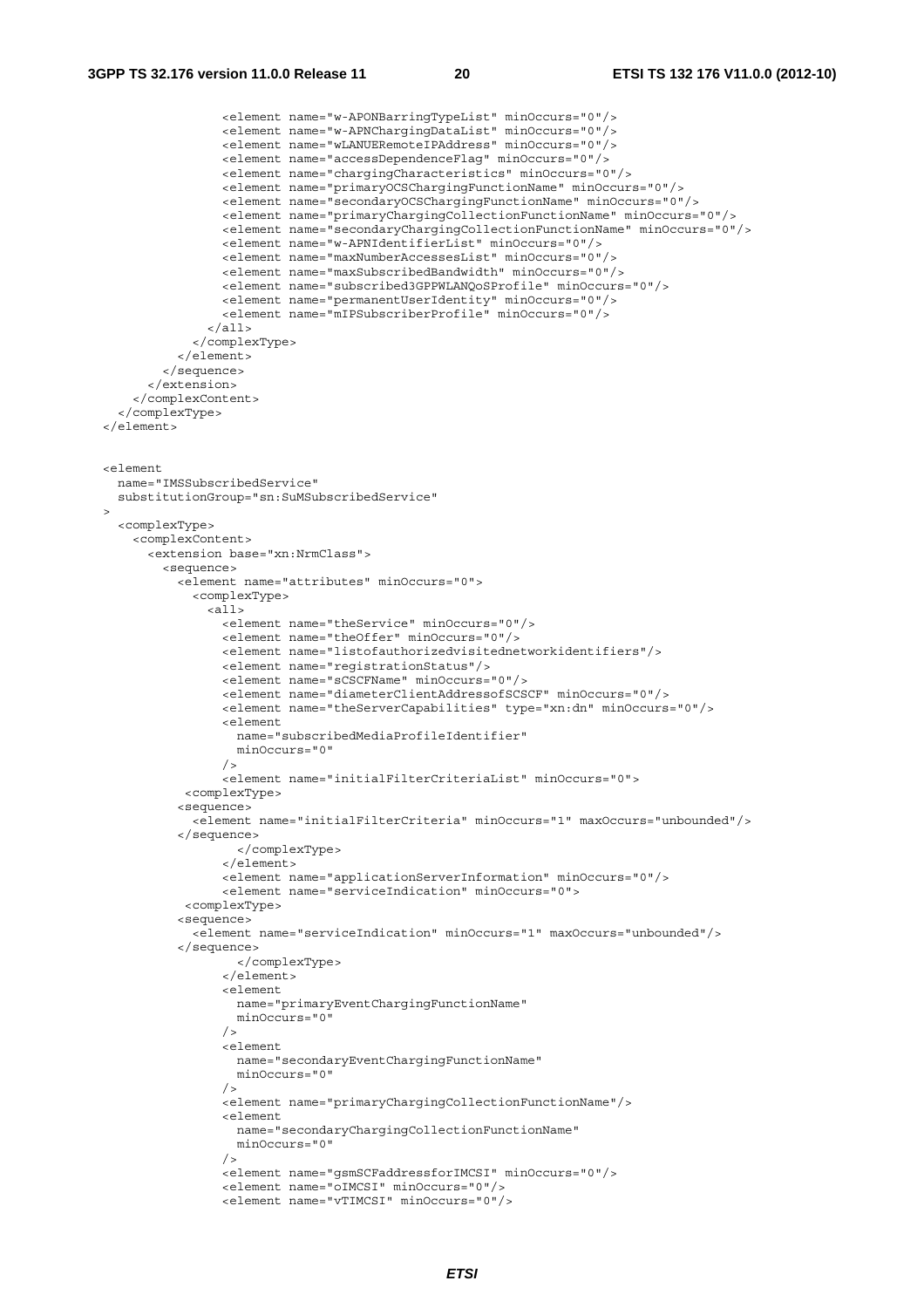```
                <element name="w-APONBarringTypeList" minOccurs="0"/>
                <element name="w-APNChargingDataList" minOccurs="0"/>
                <element name="wLANUERemoteIPAddress" minOccurs="0"/>
                <element name="accessDependenceFlag" minOccurs="0"/>
                <element name="chargingCharacteristics" minOccurs="0"/>
                <element name="primaryOCSChargingFunctionName" minOccurs="0"/>
                <element name="secondaryOCSChargingFunctionName" minOccurs="0"/>
                <element name="primaryChargingCollectionFunctionName" minOccurs="0"/>
                <element name="secondaryChargingCollectionFunctionName" minOccurs="0"/>
                <element name="w-APNIdentifierList" minOccurs="0"/>
                <element name="maxNumberAccessesList" minOccurs="0"/>
                <element name="maxSubscribedBandwidth" minOccurs="0"/>
                <element name="subscribed3GPPWLANQoSProfile" minOccurs="0"/>
                <element name="permanentUserIdentity" minOccurs="0"/>
                <element name="mIPSubscriberProfile" minOccurs="0"/>
              </all>
            </complexType>
          </element>
        </sequence>
      </extension>
    </complexContent>
  </complexType>
</element>


<element
  name="IMSSubscribedService"
  substitutionGroup="sn:SuMSubscribedService"
>
  <complexType>
    <complexContent>
      <extension base="xn:NrmClass">
        <sequence>
          <element name="attributes" minOccurs="0">
            <complexType>
              <all>
                <element name="theService" minOccurs="0"/>
                <element name="theOffer" minOccurs="0"/>
                <element name="listofauthorizedvisitednetworkidentifiers"/>
                <element name="registrationStatus"/>
                <element name="sCSCFName" minOccurs="0"/>
                <element name="diameterClientAddressofSCSCF" minOccurs="0"/>
                <element name="theServerCapabilities" type="xn:dn" minOccurs="0"/>
                <element
                  name="subscribedMediaProfileIdentifier"
                  minOccurs="0"
                />
                <element name="initialFilterCriteriaList" minOccurs="0">
            <complexType>
          <sequence>
            <element name="initialFilterCriteria" minOccurs="1" maxOccurs="unbounded"/>
          </sequence>
                    </complexType>
                </element>
                <element name="applicationServerInformation" minOccurs="0"/>
                <element name="serviceIndication" minOccurs="0">
            <complexType>
          <sequence>
            <element name="serviceIndication" minOccurs="1" maxOccurs="unbounded"/>
          </sequence>
                    </complexType>
                </element>
                <element
                  name="primaryEventChargingFunctionName"
                  minOccurs="0"
                />
                <element
                  name="secondaryEventChargingFunctionName"
                  minOccurs="0"
                />
                <element name="primaryChargingCollectionFunctionName"/>
                <element
                  name="secondaryChargingCollectionFunctionName"
                  minOccurs="0"
                />
                <element name="gsmSCFaddressforIMCSI" minOccurs="0"/>
                <element name="oIMCSI" minOccurs="0"/>
                <element name="vTIMCSI" minOccurs="0"/>
```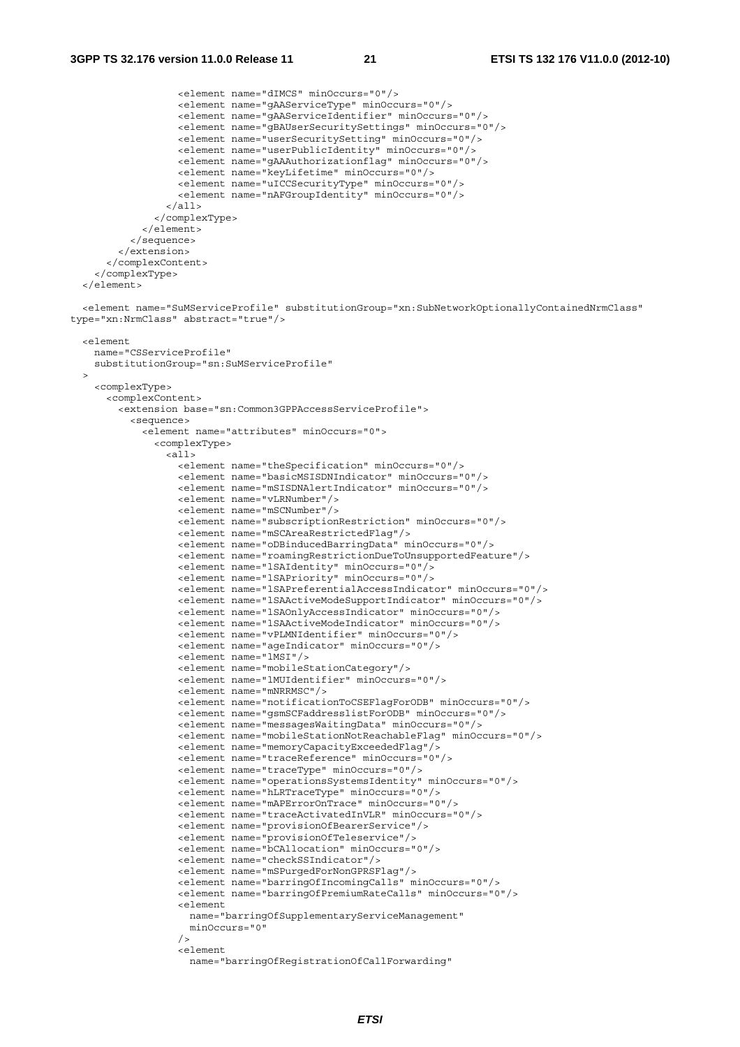```
                  <element name="dIMCS" minOccurs="0"/>
                  <element name="gAAServiceType" minOccurs="0"/>
                  <element name="gAAServiceIdentifier" minOccurs="0"/>
                  <element name="gBAUserSecuritySettings" minOccurs="0"/>
                  <element name="userSecuritySetting" minOccurs="0"/>
                  <element name="userPublicIdentity" minOccurs="0"/>
                  <element name="gAAAuthorizationflag" minOccurs="0"/>
                  <element name="keyLifetime" minOccurs="0"/>
                  <element name="uICCSecurityType" minOccurs="0"/>
                  <element name="nAFGroupIdentity" minOccurs="0"/>
                </all>
              </complexType>
            </element>
          </sequence>
        </extension>
      </complexContent>
    </complexType>
  </element>

  <element name="SuMServiceProfile" substitutionGroup="xn:SubNetworkOptionallyContainedNrmClass"
type="xn:NrmClass" abstract="true"/>

  <element
    name="CSServiceProfile"
    substitutionGroup="sn:SuMServiceProfile"
  >
    <complexType>
      <complexContent>
        <extension base="sn:Common3GPPAccessServiceProfile">
          <sequence>
            <element name="attributes" minOccurs="0">
              <complexType>
                <all>
                  <element name="theSpecification" minOccurs="0"/>
                  <element name="basicMSISDNIndicator" minOccurs="0"/>
                  <element name="mSISDNAlertIndicator" minOccurs="0"/>
                  <element name="vLRNumber"/>
                  <element name="mSCNumber"/>
                  <element name="subscriptionRestriction" minOccurs="0"/>
                  <element name="mSCAreaRestrictedFlag"/>
                  <element name="oDBinducedBarringData" minOccurs="0"/>
                  <element name="roamingRestrictionDueToUnsupportedFeature"/>
                  <element name="lSAIdentity" minOccurs="0"/>
                  <element name="lSAPriority" minOccurs="0"/>
                  <element name="lSAPreferentialAccessIndicator" minOccurs="0"/>
                  <element name="lSAActiveModeSupportIndicator" minOccurs="0"/>
                  <element name="lSAOnlyAccessIndicator" minOccurs="0"/>
                  <element name="lSAActiveModeIndicator" minOccurs="0"/>
                  <element name="vPLMNIdentifier" minOccurs="0"/>
                  <element name="ageIndicator" minOccurs="0"/>
                  <element name="lMSI"/>
                  <element name="mobileStationCategory"/>
                  <element name="lMUIdentifier" minOccurs="0"/>
                  <element name="mNRRMSC"/>
                  <element name="notificationToCSEFlagForODB" minOccurs="0"/>
                  <element name="gsmSCFaddresslistForODB" minOccurs="0"/>
                  <element name="messagesWaitingData" minOccurs="0"/>
                  <element name="mobileStationNotReachableFlag" minOccurs="0"/>
                  <element name="memoryCapacityExceededFlag"/>
                  <element name="traceReference" minOccurs="0"/>
                  <element name="traceType" minOccurs="0"/>
                  <element name="operationsSystemsIdentity" minOccurs="0"/>
                  <element name="hLRTraceType" minOccurs="0"/>
                  <element name="mAPErrorOnTrace" minOccurs="0"/>
                  <element name="traceActivatedInVLR" minOccurs="0"/>
                  <element name="provisionOfBearerService"/>
                  <element name="provisionOfTeleservice"/>
                  <element name="bCAllocation" minOccurs="0"/>
                  <element name="checkSSIndicator"/>
                  <element name="mSPurgedForNonGPRSFlag"/>
                  <element name="barringOfIncomingCalls" minOccurs="0"/>
                  <element name="barringOfPremiumRateCalls" minOccurs="0"/>
                  <element
                    name="barringOfSupplementaryServiceManagement"
                    minOccurs="0"
                  />
                  <element
                    name="barringOfRegistrationOfCallForwarding"
```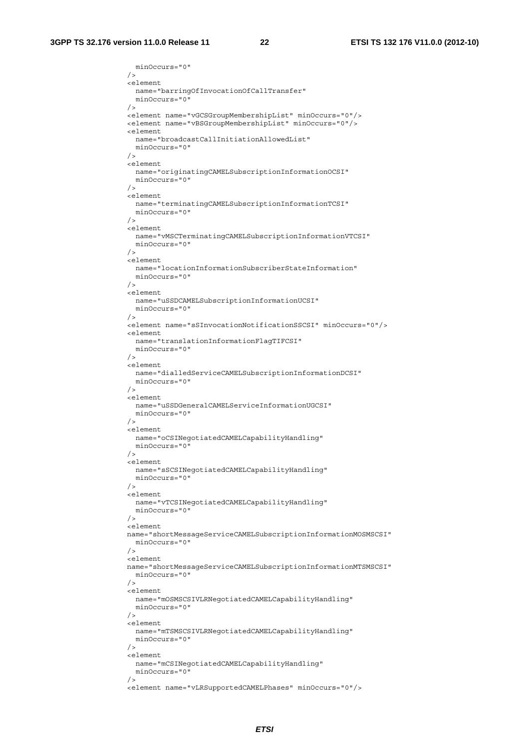```
            minOccurs="0"
          />
          <element
            name="barringOfInvocationOfCallTransfer"
            minOccurs="0"
          />
          <element name="vGCSGroupMembershipList" minOccurs="0"/>
          <element name="vBSGroupMembershipList" minOccurs="0"/>
          <element
            name="broadcastCallInitiationAllowedList"
            minOccurs="0"
          />
          <element
            name="originatingCAMELSubscriptionInformationOCSI"
            minOccurs="0"
          />
          <element
            name="terminatingCAMELSubscriptionInformationTCSI"
            minOccurs="0"
          />
          <element
            name="vMSCTerminatingCAMELSubscriptionInformationVTCSI"
            minOccurs="0"
          />
          <element
            name="locationInformationSubscriberStateInformation"
            minOccurs="0"
          />
          <element
            name="uSSDCAMELSubscriptionInformationUCSI"
            minOccurs="0"
          />
          <element name="sSInvocationNotificationSSCSI" minOccurs="0"/>
          <element
            name="translationInformationFlagTIFCSI"
            minOccurs="0"
          />
          <element
            name="dialledServiceCAMELSubscriptionInformationDCSI"
            minOccurs="0"
          />
          <element
            name="uSSDGeneralCAMELServiceInformationUGCSI"
            minOccurs="0"
          />
          <element
            name="oCSINegotiatedCAMELCapabilityHandling"
            minOccurs="0"
          />
          <element
            name="sSCSINegotiatedCAMELCapabilityHandling"
            minOccurs="0"
          />
          <element
            name="vTCSINegotiatedCAMELCapabilityHandling"
            minOccurs="0"
          />
          <element
          name="shortMessageServiceCAMELSubscriptionInformationMOSMSCSI"
            minOccurs="0"
          />
          <element
          name="shortMessageServiceCAMELSubscriptionInformationMTSMSCSI"
            minOccurs="0"
          />
          <element
            name="mOSMSCSIVLRNegotiatedCAMELCapabilityHandling"
            minOccurs="0"
          />
          <element
            name="mTSMSCSIVLRNegotiatedCAMELCapabilityHandling"
            minOccurs="0"
          />
          <element
            name="mCSINegotiatedCAMELCapabilityHandling"
            minOccurs="0"
          />
          <element name="vLRSupportedCAMELPhases" minOccurs="0"/>
```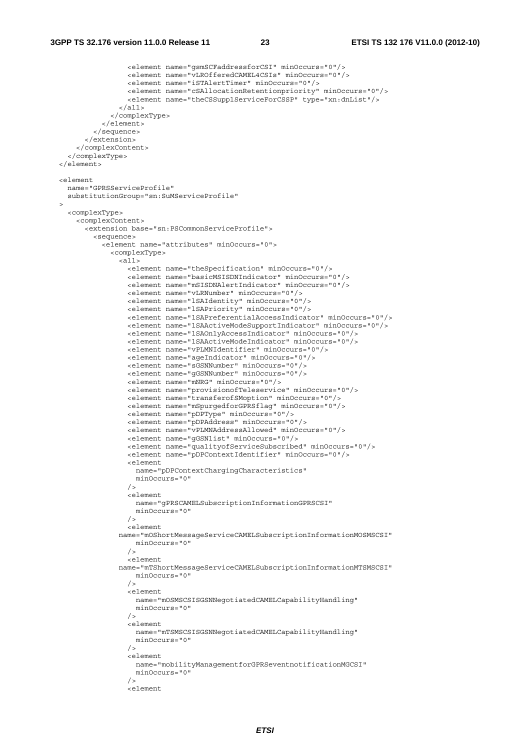```
                <element name="gsmSCFaddressforCSI" minOccurs="0"/>
                <element name="vLROfferedCAMEL4CSIs" minOccurs="0"/>
                <element name="iSTAlertTimer" minOccurs="0"/>
                <element name="cSAllocationRetentionpriority" minOccurs="0"/>
                <element name="theCSSupplServiceForCSSP" type="xn:dnList"/>
              </all>
            </complexType>
          </element>
        </sequence>
      </extension>
    </complexContent>
  </complexType>
</element>

<element
  name="GPRSServiceProfile"
  substitutionGroup="sn:SuMServiceProfile"
>
  <complexType>
    <complexContent>
      <extension base="sn:PSCommonServiceProfile">
        <sequence>
          <element name="attributes" minOccurs="0">
            <complexType>
              <all>
                <element name="theSpecification" minOccurs="0"/>
                <element name="basicMSISDNIndicator" minOccurs="0"/>
                <element name="mSISDNAlertIndicator" minOccurs="0"/>
                <element name="vLRNumber" minOccurs="0"/>
                <element name="lSAIdentity" minOccurs="0"/>
                <element name="lSAPriority" minOccurs="0"/>
                <element name="lSAPreferentialAccessIndicator" minOccurs="0"/>
                <element name="lSAActiveModeSupportIndicator" minOccurs="0"/>
                <element name="lSAOnlyAccessIndicator" minOccurs="0"/>
                <element name="lSAActiveModeIndicator" minOccurs="0"/>
                <element name="vPLMNIdentifier" minOccurs="0"/>
                <element name="ageIndicator" minOccurs="0"/>
                <element name="sGSNNumber" minOccurs="0"/>
                <element name="gGSNNumber" minOccurs="0"/>
                <element name="mNRG" minOccurs="0"/>
                <element name="provisionofTeleservice" minOccurs="0"/>
                <element name="transferofSMoption" minOccurs="0"/>
                <element name="mSpurgedforGPRSflag" minOccurs="0"/>
                <element name="pDPType" minOccurs="0"/>
                <element name="pDPAddress" minOccurs="0"/>
                <element name="vPLMNAddressAllowed" minOccurs="0"/>
                <element name="gGSNlist" minOccurs="0"/>
                <element name="qualityofServiceSubscribed" minOccurs="0"/>
                <element name="pDPContextIdentifier" minOccurs="0"/>
                <element
                  name="pDPContextChargingCharacteristics"
                  minOccurs="0"
                />
                <element
                  name="gPRSCAMELSubscriptionInformationGPRSCSI"
                  minOccurs="0"
                />
                <element
              name="mOShortMessageServiceCAMELSubscriptionInformationMOSMSCSI"
                  minOccurs="0"
                />
                <element
              name="mTShortMessageServiceCAMELSubscriptionInformationMTSMSCSI"
                  minOccurs="0"
                />
                <element
                  name="mOSMSCSISGSNNegotiatedCAMELCapabilityHandling"
                  minOccurs="0"
                />
                <element
                  name="mTSMSCSISGSNNegotiatedCAMELCapabilityHandling"
                  minOccurs="0"
                />
                <element
                  name="mobilityManagementforGPRSeventnotificationMGCSI"
                  minOccurs="0"
                />
                <element
```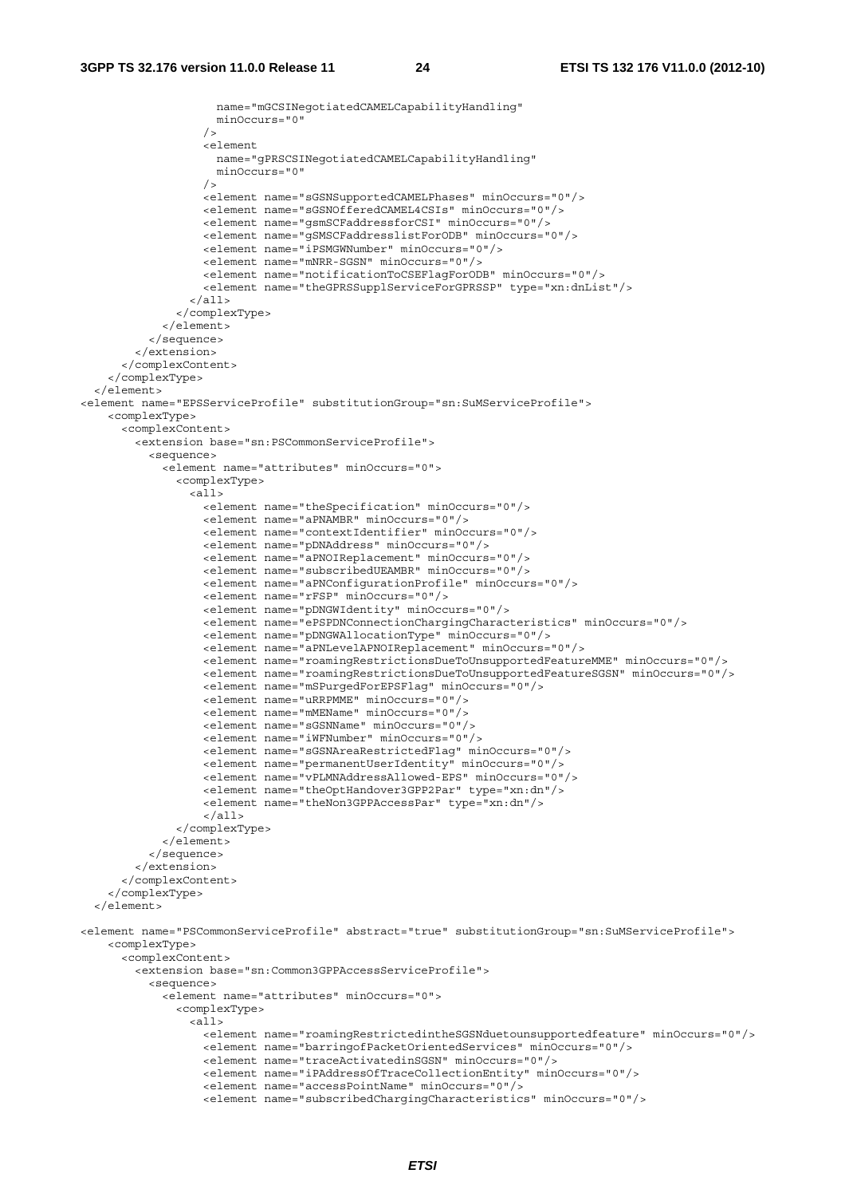```
                    name="mGCSINegotiatedCAMELCapabilityHandling"
                    minOccurs="0"
                  />
                  <element
                    name="gPRSCSINegotiatedCAMELCapabilityHandling"
                    minOccurs="0"
                  />
                  <element name="sGSNSupportedCAMELPhases" minOccurs="0"/>
                  <element name="sGSNOfferedCAMEL4CSIs" minOccurs="0"/>
                  <element name="gsmSCFaddressforCSI" minOccurs="0"/>
                  <element name="gSMSCFaddresslistForODB" minOccurs="0"/>
                  <element name="iPSMGWNumber" minOccurs="0"/>
                  <element name="mNRR-SGSN" minOccurs="0"/>
                  <element name="notificationToCSEFlagForODB" minOccurs="0"/>
                  <element name="theGPRSSupplServiceForGPRSSP" type="xn:dnList"/>
                </all>
              </complexType>
            </element>
          </sequence>
        </extension>
      </complexContent>
    </complexType>
  </element>
<element name="EPSServiceProfile" substitutionGroup="sn:SuMServiceProfile">
    <complexType>
      <complexContent>
        <extension base="sn:PSCommonServiceProfile">
          <sequence>
            <element name="attributes" minOccurs="0">
              <complexType>
                <all>
                  <element name="theSpecification" minOccurs="0"/>
                  <element name="aPNAMBR" minOccurs="0"/>
                  <element name="contextIdentifier" minOccurs="0"/>
                  <element name="pDNAddress" minOccurs="0"/>
                  <element name="aPNOIReplacement" minOccurs="0"/>
                  <element name="subscribedUEAMBR" minOccurs="0"/>
                  <element name="aPNConfigurationProfile" minOccurs="0"/>
                  <element name="rFSP" minOccurs="0"/>
                  <element name="pDNGWIdentity" minOccurs="0"/>
                  <element name="ePSPDNConnectionChargingCharacteristics" minOccurs="0"/>
                  <element name="pDNGWAllocationType" minOccurs="0"/>
                  <element name="aPNLevelAPNOIReplacement" minOccurs="0"/>
                  <element name="roamingRestrictionsDueToUnsupportedFeatureMME" minOccurs="0"/>
                  <element name="roamingRestrictionsDueToUnsupportedFeatureSGSN" minOccurs="0"/>
                  <element name="mSPurgedForEPSFlag" minOccurs="0"/>
                  <element name="uRRPMME" minOccurs="0"/>
                  <element name="mMEName" minOccurs="0"/>
                  <element name="sGSNName" minOccurs="0"/>
                  <element name="iWFNumber" minOccurs="0"/>
                  <element name="sGSNAreaRestrictedFlag" minOccurs="0"/>
                  <element name="permanentUserIdentity" minOccurs="0"/>
                  <element name="vPLMNAddressAllowed-EPS" minOccurs="0"/>
                  <element name="theOptHandover3GPP2Par" type="xn:dn"/>
                  <element name="theNon3GPPAccessPar" type="xn:dn"/>
                  </all>
              </complexType>
            </element>
          </sequence>
        </extension>
      </complexContent>
    </complexType>
  </element>

<element name="PSCommonServiceProfile" abstract="true" substitutionGroup="sn:SuMServiceProfile">
    <complexType>
      <complexContent>
        <extension base="sn:Common3GPPAccessServiceProfile">
          <sequence>
            <element name="attributes" minOccurs="0">
              <complexType>
                <all>
                  <element name="roamingRestrictedintheSGSNduetounsupportedfeature" minOccurs="0"/>
                  <element name="barringofPacketOrientedServices" minOccurs="0"/>
                  <element name="traceActivatedinSGSN" minOccurs="0"/>
                  <element name="iPAddressOfTraceCollectionEntity" minOccurs="0"/>
                  <element name="accessPointName" minOccurs="0"/>
                  <element name="subscribedChargingCharacteristics" minOccurs="0"/>
```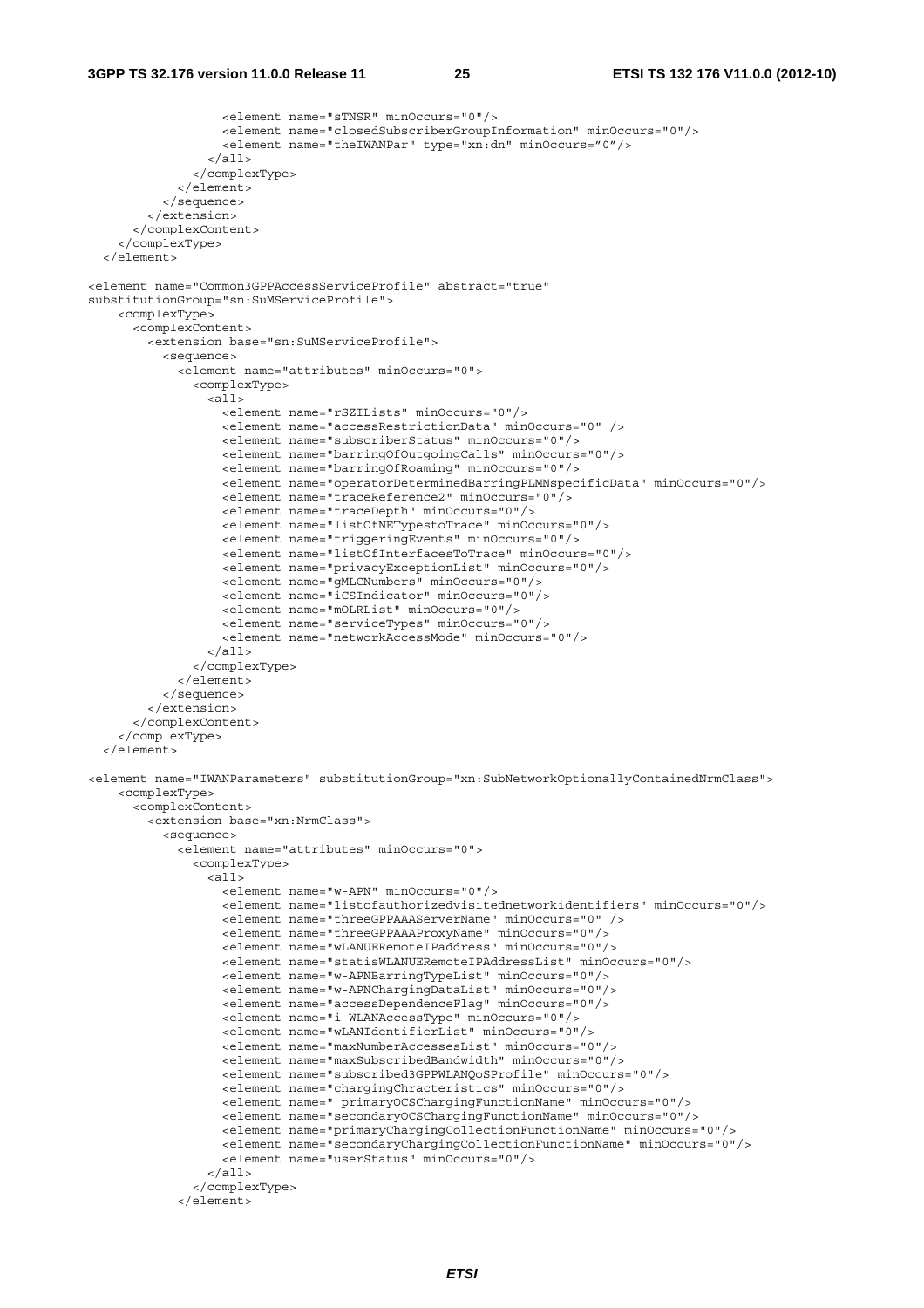```
                  <element name="sTNSR" minOccurs="0"/>
                  <element name="closedSubscriberGroupInformation" minOccurs="0"/>
                  <element name="theIWANPar" type="xn:dn" minOccurs="0"/>
                </all>
              </complexType>
            </element>
          </sequence>
        </extension>
      </complexContent>
    </complexType>
  </element>

<element name="Common3GPPAccessServiceProfile" abstract="true"
substitutionGroup="sn:SuMServiceProfile">
    <complexType>
      <complexContent>
        <extension base="sn:SuMServiceProfile">
          <sequence>
            <element name="attributes" minOccurs="0">
              <complexType>
                <all>
                  <element name="rSZILists" minOccurs="0"/>
                  <element name="accessRestrictionData" minOccurs="0" />
                  <element name="subscriberStatus" minOccurs="0"/>
                  <element name="barringOfOutgoingCalls" minOccurs="0"/>
                  <element name="barringOfRoaming" minOccurs="0"/>
                  <element name="operatorDeterminedBarringPLMNspecificData" minOccurs="0"/>
                  <element name="traceReference2" minOccurs="0"/>
                  <element name="traceDepth" minOccurs="0"/>
                  <element name="listOfNETypestoTrace" minOccurs="0"/>
                  <element name="triggeringEvents" minOccurs="0"/>
                  <element name="listOfInterfacesToTrace" minOccurs="0"/>
                  <element name="privacyExceptionList" minOccurs="0"/>
                  <element name="gMLCNumbers" minOccurs="0"/>
                  <element name="iCSIndicator" minOccurs="0"/>
                  <element name="mOLRList" minOccurs="0"/>
                  <element name="serviceTypes" minOccurs="0"/>
                  <element name="networkAccessMode" minOccurs="0"/>
                </all>
              </complexType>
            </element>
          </sequence>
        </extension>
      </complexContent>
    </complexType>
  </element>

<element name="IWANParameters" substitutionGroup="xn:SubNetworkOptionallyContainedNrmClass">
    <complexType>
      <complexContent>
        <extension base="xn:NrmClass">
          <sequence>
            <element name="attributes" minOccurs="0">
              <complexType>
                <all>
                  <element name="w-APN" minOccurs="0"/>
                  <element name="listofauthorizedvisitednetworkidentifiers" minOccurs="0"/>
                  <element name="threeGPPAAAServerName" minOccurs="0" />
                  <element name="threeGPPAAAProxyName" minOccurs="0"/>
                  <element name="wLANUERemoteIPaddress" minOccurs="0"/>
                  <element name="statisWLANUERemoteIPAddressList" minOccurs="0"/>
                  <element name="w-APNBarringTypeList" minOccurs="0"/>
                  <element name="w-APNChargingDataList" minOccurs="0"/>
                  <element name="accessDependenceFlag" minOccurs="0"/>
                  <element name="i-WLANAccessType" minOccurs="0"/>
                  <element name="wLANIdentifierList" minOccurs="0"/>
                  <element name="maxNumberAccessesList" minOccurs="0"/>
                  <element name="maxSubscribedBandwidth" minOccurs="0"/>
                  <element name="subscribed3GPPWLANQoSProfile" minOccurs="0"/>
                  <element name="chargingChracteristics" minOccurs="0"/>
                  <element name=" primaryOCSChargingFunctionName" minOccurs="0"/>
                  <element name="secondaryOCSChargingFunctionName" minOccurs="0"/>
                  <element name="primaryChargingCollectionFunctionName" minOccurs="0"/>
                  <element name="secondaryChargingCollectionFunctionName" minOccurs="0"/>
                  <element name="userStatus" minOccurs="0"/>
                </all>
              </complexType>
            </element>
```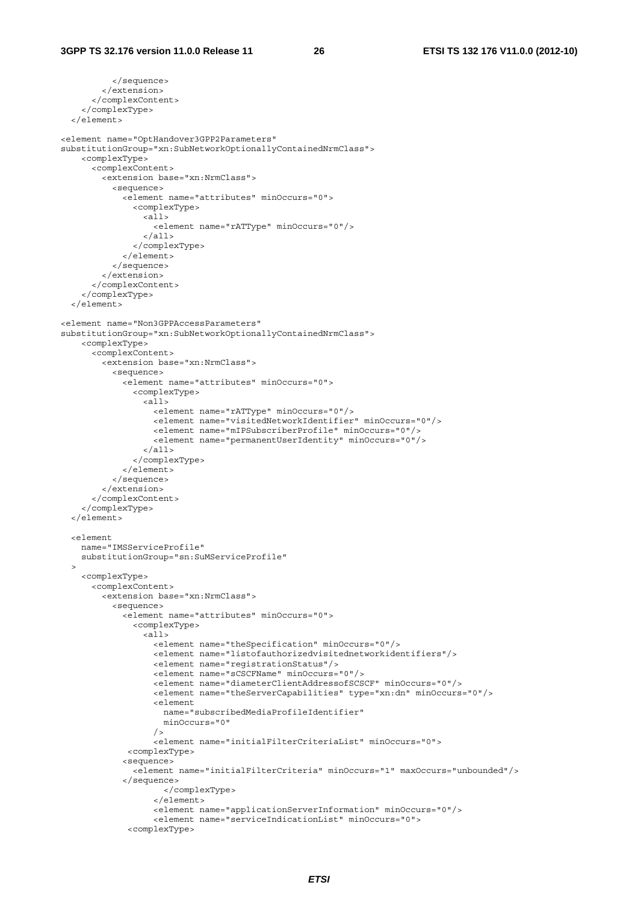```
          </sequence>
        </extension>
      </complexContent>
    </complexType>
  </element>

<element name="OptHandover3GPP2Parameters"
substitutionGroup="xn:SubNetworkOptionallyContainedNrmClass">
    <complexType>
      <complexContent>
        <extension base="xn:NrmClass">
          <sequence>
            <element name="attributes" minOccurs="0">
              <complexType>
                <all>
                  <element name="rATType" minOccurs="0"/>
                </all>
              </complexType>
            </element>
          </sequence>
        </extension>
      </complexContent>
    </complexType>
  </element>

<element name="Non3GPPAccessParameters"
substitutionGroup="xn:SubNetworkOptionallyContainedNrmClass">
    <complexType>
      <complexContent>
        <extension base="xn:NrmClass">
          <sequence>
            <element name="attributes" minOccurs="0">
              <complexType>
                <all>
                  <element name="rATType" minOccurs="0"/>
                  <element name="visitedNetworkIdentifier" minOccurs="0"/>
                  <element name="mIPSubscriberProfile" minOccurs="0"/>
                  <element name="permanentUserIdentity" minOccurs="0"/>
                </all>
              </complexType>
            </element>
          </sequence>
        </extension>
      </complexContent>
    </complexType>
  </element>

  <element
    name="IMSServiceProfile"
    substitutionGroup="sn:SuMServiceProfile"
  >
    <complexType>
      <complexContent>
        <extension base="xn:NrmClass">
          <sequence>
            <element name="attributes" minOccurs="0">
              <complexType>
                <all>
                  <element name="theSpecification" minOccurs="0"/>
                  <element name="listofauthorizedvisitednetworkidentifiers"/>
                  <element name="registrationStatus"/>
                  <element name="sCSCFName" minOccurs="0"/>
                  <element name="diameterClientAddressofSCSCF" minOccurs="0"/>
                  <element name="theServerCapabilities" type="xn:dn" minOccurs="0"/>
                  <element
                    name="subscribedMediaProfileIdentifier"
                    minOccurs="0"
                  />
                  <element name="initialFilterCriteriaList" minOccurs="0">
             <complexType>
            <sequence>
              <element name="initialFilterCriteria" minOccurs="1" maxOccurs="unbounded"/>
            </sequence>
                    </complexType>
                  </element>
                  <element name="applicationServerInformation" minOccurs="0"/>
                  <element name="serviceIndicationList" minOccurs="0">
             <complexType>
```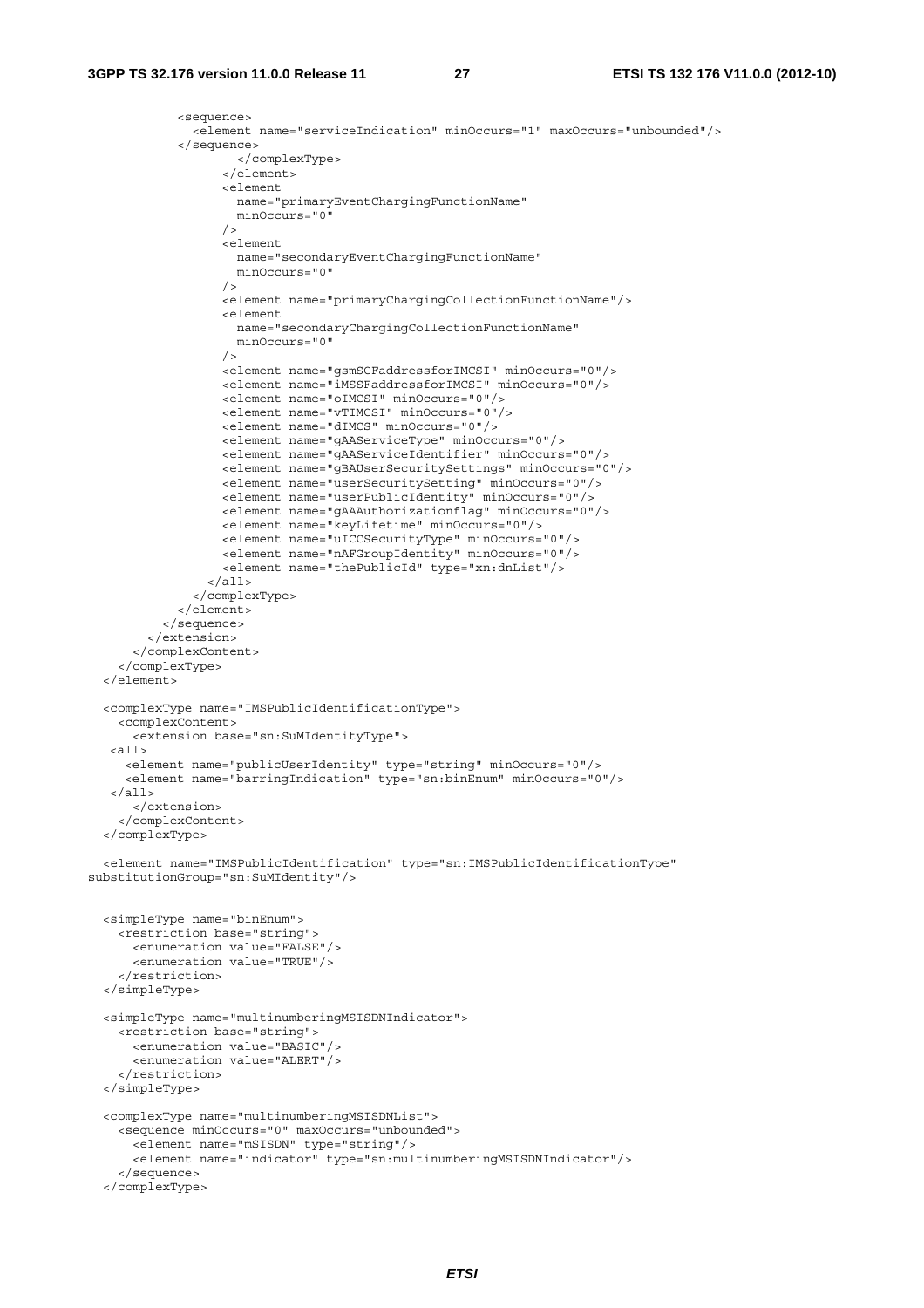```
            <sequence>
              <element name="serviceIndication" minOccurs="1" maxOccurs="unbounded"/>
            </sequence>
                    </complexType>
                  </element>
                  <element
                    name="primaryEventChargingFunctionName"
                    minOccurs="0"
                  />
                  <element
                    name="secondaryEventChargingFunctionName"
                    minOccurs="0"
                  />
                  <element name="primaryChargingCollectionFunctionName"/>
                  <element
                    name="secondaryChargingCollectionFunctionName"
                    minOccurs="0"
                  />
                  <element name="gsmSCFaddressforIMCSI" minOccurs="0"/>
                  <element name="iMSSFaddressforIMCSI" minOccurs="0"/>
                  <element name="oIMCSI" minOccurs="0"/>
                  <element name="vTIMCSI" minOccurs="0"/>
                  <element name="dIMCS" minOccurs="0"/>
                  <element name="gAAServiceType" minOccurs="0"/>
                  <element name="gAAServiceIdentifier" minOccurs="0"/>
                  <element name="gBAUserSecuritySettings" minOccurs="0"/>
                  <element name="userSecuritySetting" minOccurs="0"/>
                  <element name="userPublicIdentity" minOccurs="0"/>
                  <element name="gAAAuthorizationflag" minOccurs="0"/>
                  <element name="keyLifetime" minOccurs="0"/>
                  <element name="uICCSecurityType" minOccurs="0"/>
                  <element name="nAFGroupIdentity" minOccurs="0"/>
                  <element name="thePublicId" type="xn:dnList"/>
                </all>
              </complexType>
            </element>
          </sequence>
        </extension>
      </complexContent>
    </complexType>
  </element>

  <complexType name="IMSPublicIdentificationType">
    <complexContent>
      <extension base="sn:SuMIdentityType">
   <all>
     <element name="publicUserIdentity" type="string" minOccurs="0"/>
     <element name="barringIndication" type="sn:binEnum" minOccurs="0"/>
   </all>
      </extension>
    </complexContent>
  </complexType>

  <element name="IMSPublicIdentification" type="sn:IMSPublicIdentificationType"
substitutionGroup="sn:SuMIdentity"/>


  <simpleType name="binEnum">
    <restriction base="string">
      <enumeration value="FALSE"/>
      <enumeration value="TRUE"/>
    </restriction>
  </simpleType>

  <simpleType name="multinumberingMSISDNIndicator">
    <restriction base="string">
      <enumeration value="BASIC"/>
      <enumeration value="ALERT"/>
    </restriction>
  </simpleType>

  <complexType name="multinumberingMSISDNList">
    <sequence minOccurs="0" maxOccurs="unbounded">
      <element name="mSISDN" type="string"/>
      <element name="indicator" type="sn:multinumberingMSISDNIndicator"/>
    </sequence>
  </complexType>
```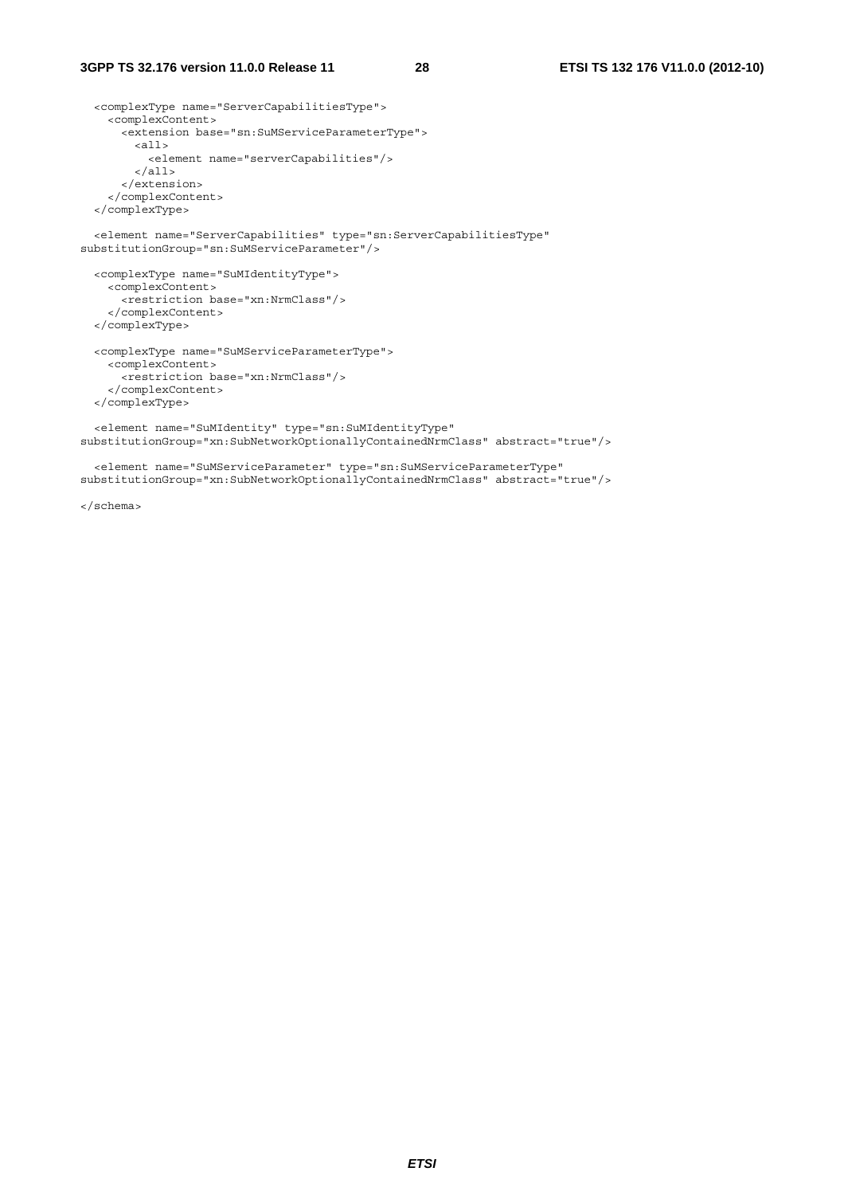```
  <complexType name="ServerCapabilitiesType">
    <complexContent>
      <extension base="sn:SuMServiceParameterType">
        <all>
          <element name="serverCapabilities"/>
        </all>
      </extension>
    </complexContent>
  </complexType>

  <element name="ServerCapabilities" type="sn:ServerCapabilitiesType"
substitutionGroup="sn:SuMServiceParameter"/>

  <complexType name="SuMIdentityType">
    <complexContent>
      <restriction base="xn:NrmClass"/>
    </complexContent>
  </complexType>

  <complexType name="SuMServiceParameterType">
    <complexContent>
      <restriction base="xn:NrmClass"/>
    </complexContent>
  </complexType>

  <element name="SuMIdentity" type="sn:SuMIdentityType"
substitutionGroup="xn:SubNetworkOptionallyContainedNrmClass" abstract="true"/>

  <element name="SuMServiceParameter" type="sn:SuMServiceParameterType"
substitutionGroup="xn:SubNetworkOptionallyContainedNrmClass" abstract="true"/>

</schema>
```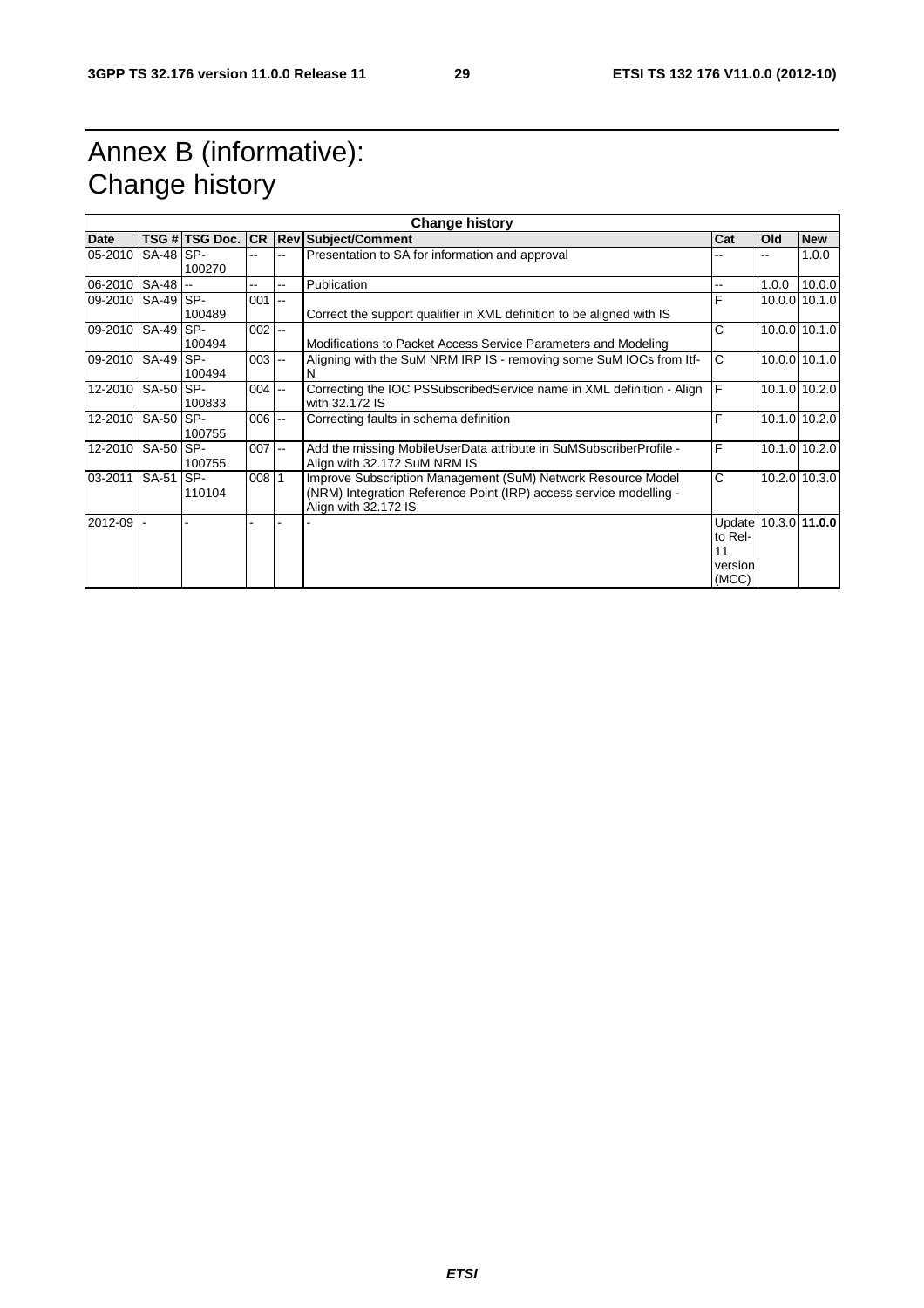# Annex B (informative): Change history

| Change history | | | | | | | | |
|---|---|---|---|---|---|---|---|---|
| **Date** | **TSG #** | **TSG Doc.** | **CR** | **Rev** | **Subject/Comment** | **Cat** | **Old** | **New** |
| 05-2010 | SA-48 | SP-100270 | -- | -- | Presentation to SA for information and approval | -- | -- | 1.0.0 |
| 06-2010 | SA-48 | -- | -- | -- | Publication | -- | 1.0.0 | 10.0.0 |
| 09-2010 | SA-49 | SP-100489 | 001 | -- | Correct the support qualifier in XML definition to be aligned with IS | F | 10.0.0 | 10.1.0 |
| 09-2010 | SA-49 | SP-100494 | 002 | -- | Modifications to Packet Access Service Parameters and Modeling | C | 10.0.0 | 10.1.0 |
| 09-2010 | SA-49 | SP-100494 | 003 | -- | Aligning with the SuM NRM IRP IS - removing some SuM IOCs from Itf-N | C | 10.0.0 | 10.1.0 |
| 12-2010 | SA-50 | SP-100833 | 004 | -- | Correcting the IOC PSSubscribedService name in XML definition - Align with 32.172 IS | F | 10.1.0 | 10.2.0 |
| 12-2010 | SA-50 | SP-100755 | 006 | -- | Correcting faults in schema definition | F | 10.1.0 | 10.2.0 |
| 12-2010 | SA-50 | SP-100755 | 007 | -- | Add the missing MobileUserData attribute in SuMSubscriberProfile - Align with 32.172 SuM NRM IS | F | 10.1.0 | 10.2.0 |
| 03-2011 | SA-51 | SP-110104 | 008 | 1 | Improve Subscription Management (SuM) Network Resource Model (NRM) Integration Reference Point (IRP) access service modelling - Align with 32.172 IS | C | 10.2.0 | 10.3.0 |
| 2012-09 | - | - | - | - | - | Update to Rel-11 version (MCC) | 10.3.0 | **11.0.0** |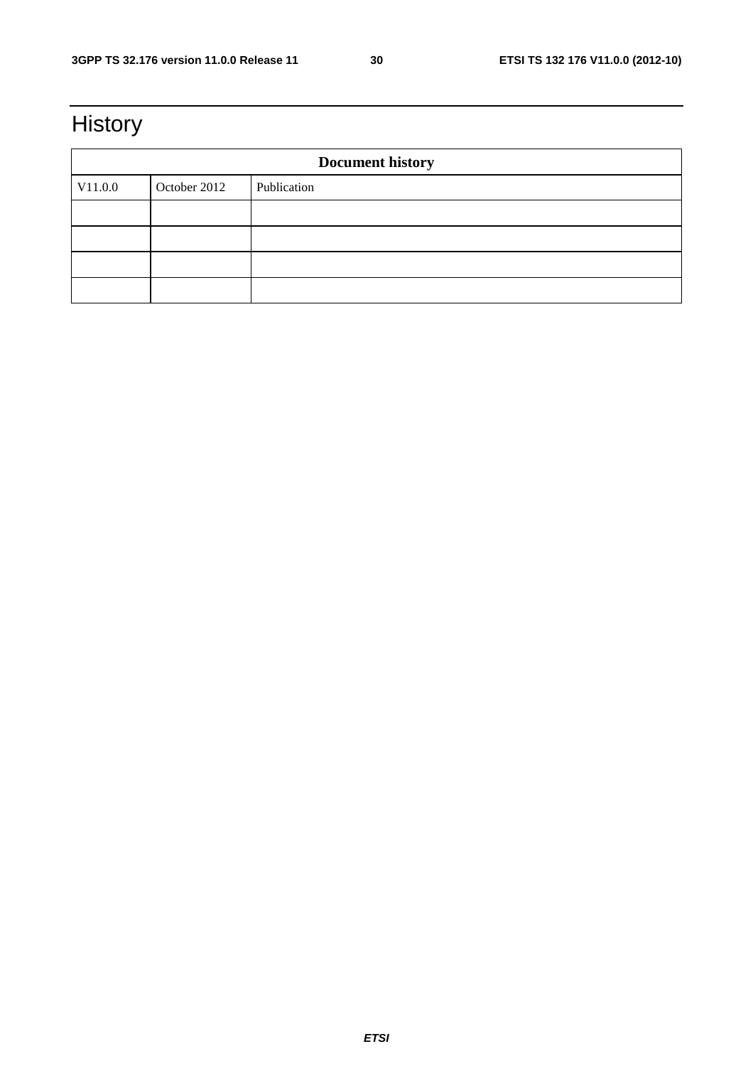# History

| Document history | | |
|---|---|---|
| V11.0.0 | October 2012 | Publication |
| | | |
| | | |
| | | |
| | | |